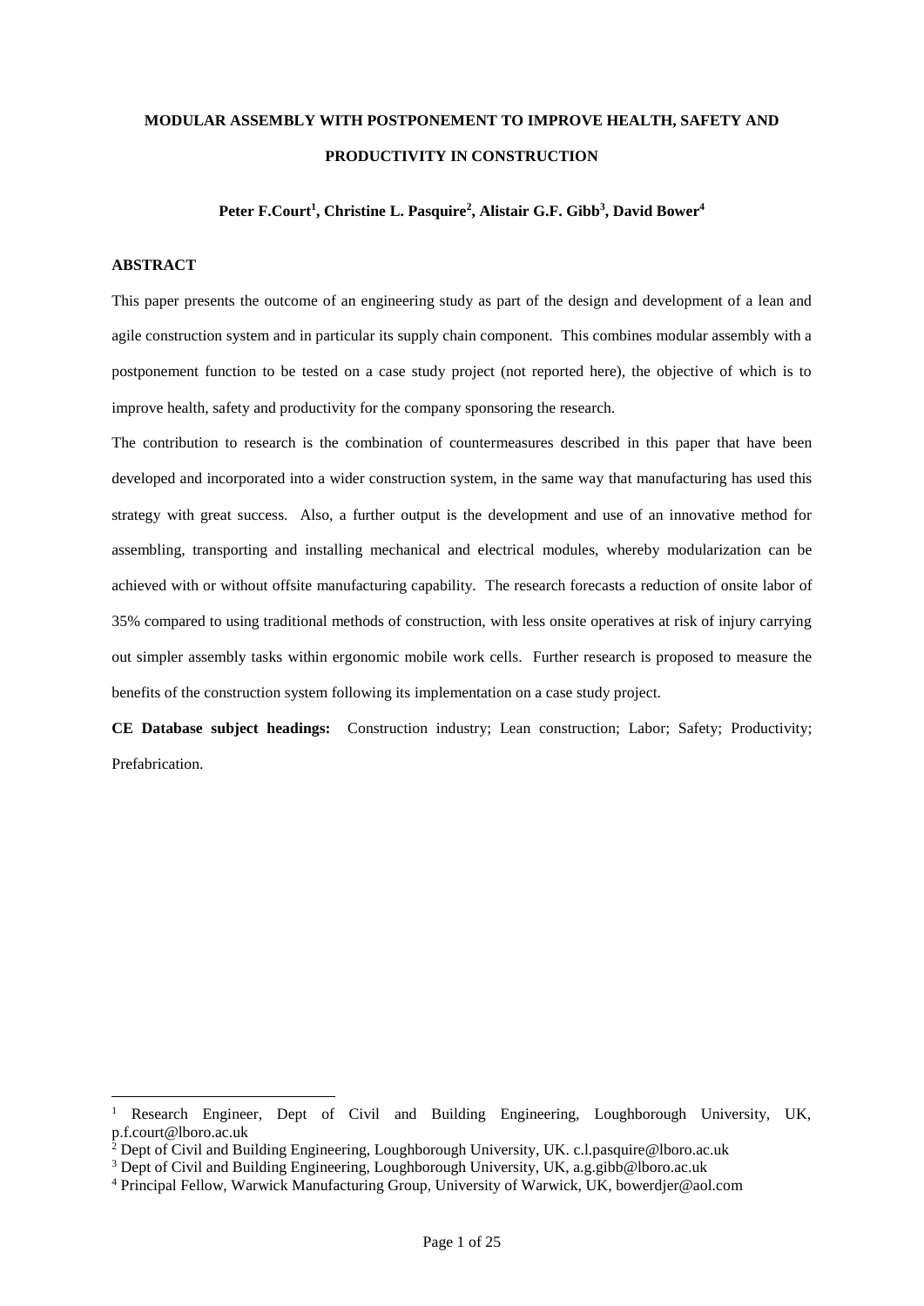# MODULAR ASSEMBLY WITH POSTPONEMENT TO IMPROVE HEALTH, SAFETY AND PRODUCTIVITY IN CONSTRUCTION

**Peter F.Court[1], Christine L. Pasquire[2], Alistair G.F. Gibb[3], David Bower[4]**

## ABSTRACT

This paper presents the outcome of an engineering study as part of the design and development of a lean and agile construction system and in particular its supply chain component. This combines modular assembly with a postponement function to be tested on a case study project (not reported here), the objective of which is to improve health, safety and productivity for the company sponsoring the research.

The contribution to research is the combination of countermeasures described in this paper that have been developed and incorporated into a wider construction system, in the same way that manufacturing has used this strategy with great success. Also, a further output is the development and use of an innovative method for assembling, transporting and installing mechanical and electrical modules, whereby modularization can be achieved with or without offsite manufacturing capability. The research forecasts a reduction of onsite labor of 35% compared to using traditional methods of construction, with less onsite operatives at risk of injury carrying out simpler assembly tasks within ergonomic mobile work cells. Further research is proposed to measure the benefits of the construction system following its implementation on a case study project.

**CE Database subject headings:** Construction industry; Lean construction; Labor; Safety; Productivity; Prefabrication.

---

[1] Research Engineer, Dept of Civil and Building Engineering, Loughborough University, UK, p.f.court@lboro.ac.uk

[2] Dept of Civil and Building Engineering, Loughborough University, UK. c.l.pasquire@lboro.ac.uk

[3] Dept of Civil and Building Engineering, Loughborough University, UK, a.g.gibb@lboro.ac.uk

[4] Principal Fellow, Warwick Manufacturing Group, University of Warwick, UK, bowerdjer@aol.com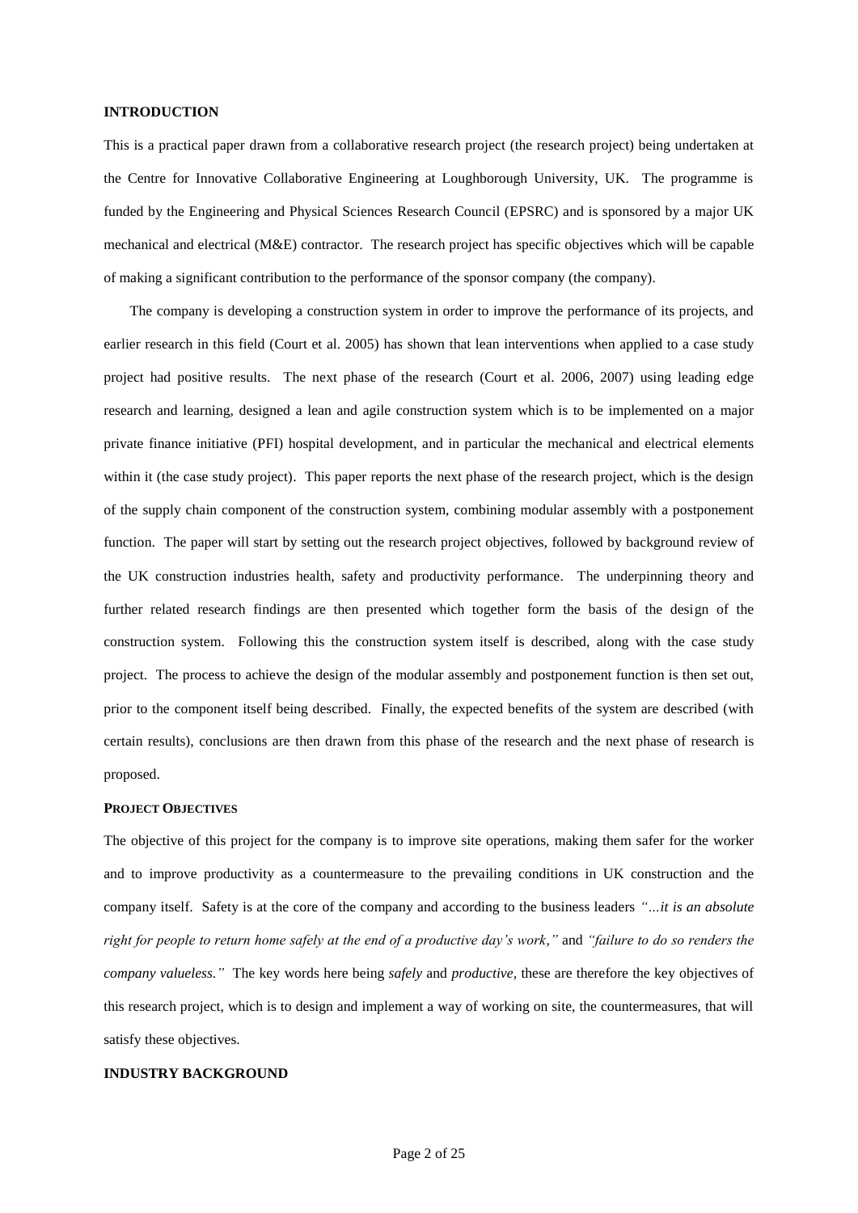## INTRODUCTION

This is a practical paper drawn from a collaborative research project (the research project) being undertaken at the Centre for Innovative Collaborative Engineering at Loughborough University, UK. The programme is funded by the Engineering and Physical Sciences Research Council (EPSRC) and is sponsored by a major UK mechanical and electrical (M&E) contractor. The research project has specific objectives which will be capable of making a significant contribution to the performance of the sponsor company (the company).

The company is developing a construction system in order to improve the performance of its projects, and earlier research in this field (Court et al. 2005) has shown that lean interventions when applied to a case study project had positive results. The next phase of the research (Court et al. 2006, 2007) using leading edge research and learning, designed a lean and agile construction system which is to be implemented on a major private finance initiative (PFI) hospital development, and in particular the mechanical and electrical elements within it (the case study project). This paper reports the next phase of the research project, which is the design of the supply chain component of the construction system, combining modular assembly with a postponement function. The paper will start by setting out the research project objectives, followed by background review of the UK construction industries health, safety and productivity performance. The underpinning theory and further related research findings are then presented which together form the basis of the design of the construction system. Following this the construction system itself is described, along with the case study project. The process to achieve the design of the modular assembly and postponement function is then set out, prior to the component itself being described. Finally, the expected benefits of the system are described (with certain results), conclusions are then drawn from this phase of the research and the next phase of research is proposed.

### PROJECT OBJECTIVES

The objective of this project for the company is to improve site operations, making them safer for the worker and to improve productivity as a countermeasure to the prevailing conditions in UK construction and the company itself. Safety is at the core of the company and according to the business leaders *"…it is an absolute right for people to return home safely at the end of a productive day's work,"* and *"failure to do so renders the company valueless."* The key words here being *safely* and *productive,* these are therefore the key objectives of this research project, which is to design and implement a way of working on site, the countermeasures, that will satisfy these objectives.

## INDUSTRY BACKGROUND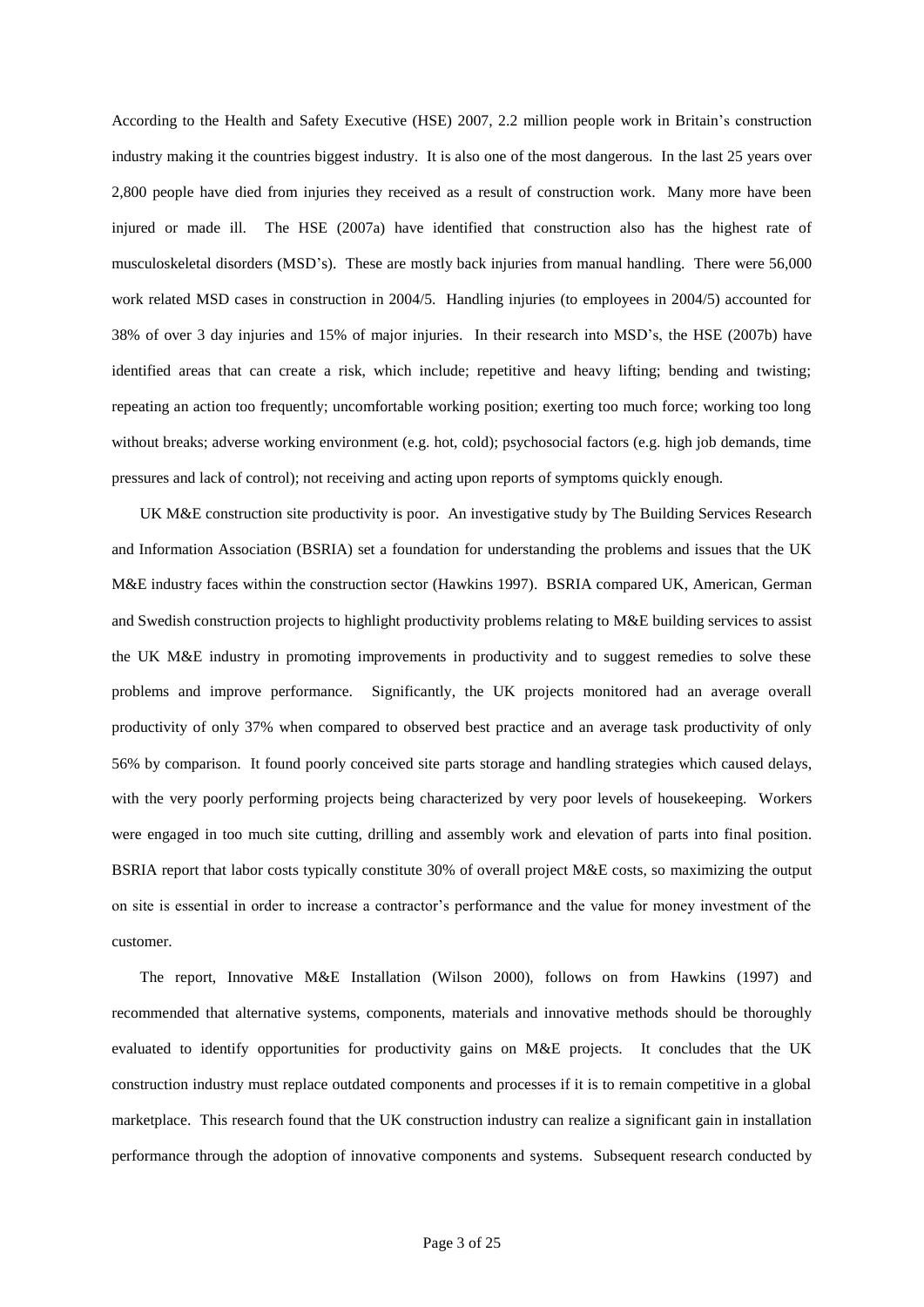According to the Health and Safety Executive (HSE) 2007, 2.2 million people work in Britain's construction industry making it the countries biggest industry. It is also one of the most dangerous. In the last 25 years over 2,800 people have died from injuries they received as a result of construction work. Many more have been injured or made ill. The HSE (2007a) have identified that construction also has the highest rate of musculoskeletal disorders (MSD's). These are mostly back injuries from manual handling. There were 56,000 work related MSD cases in construction in 2004/5. Handling injuries (to employees in 2004/5) accounted for 38% of over 3 day injuries and 15% of major injuries. In their research into MSD's, the HSE (2007b) have identified areas that can create a risk, which include; repetitive and heavy lifting; bending and twisting; repeating an action too frequently; uncomfortable working position; exerting too much force; working too long without breaks; adverse working environment (e.g. hot, cold); psychosocial factors (e.g. high job demands, time pressures and lack of control); not receiving and acting upon reports of symptoms quickly enough.

UK M&E construction site productivity is poor. An investigative study by The Building Services Research and Information Association (BSRIA) set a foundation for understanding the problems and issues that the UK M&E industry faces within the construction sector (Hawkins 1997). BSRIA compared UK, American, German and Swedish construction projects to highlight productivity problems relating to M&E building services to assist the UK M&E industry in promoting improvements in productivity and to suggest remedies to solve these problems and improve performance. Significantly, the UK projects monitored had an average overall productivity of only 37% when compared to observed best practice and an average task productivity of only 56% by comparison. It found poorly conceived site parts storage and handling strategies which caused delays, with the very poorly performing projects being characterized by very poor levels of housekeeping. Workers were engaged in too much site cutting, drilling and assembly work and elevation of parts into final position. BSRIA report that labor costs typically constitute 30% of overall project M&E costs, so maximizing the output on site is essential in order to increase a contractor's performance and the value for money investment of the customer.

The report, Innovative M&E Installation (Wilson 2000), follows on from Hawkins (1997) and recommended that alternative systems, components, materials and innovative methods should be thoroughly evaluated to identify opportunities for productivity gains on M&E projects. It concludes that the UK construction industry must replace outdated components and processes if it is to remain competitive in a global marketplace. This research found that the UK construction industry can realize a significant gain in installation performance through the adoption of innovative components and systems. Subsequent research conducted by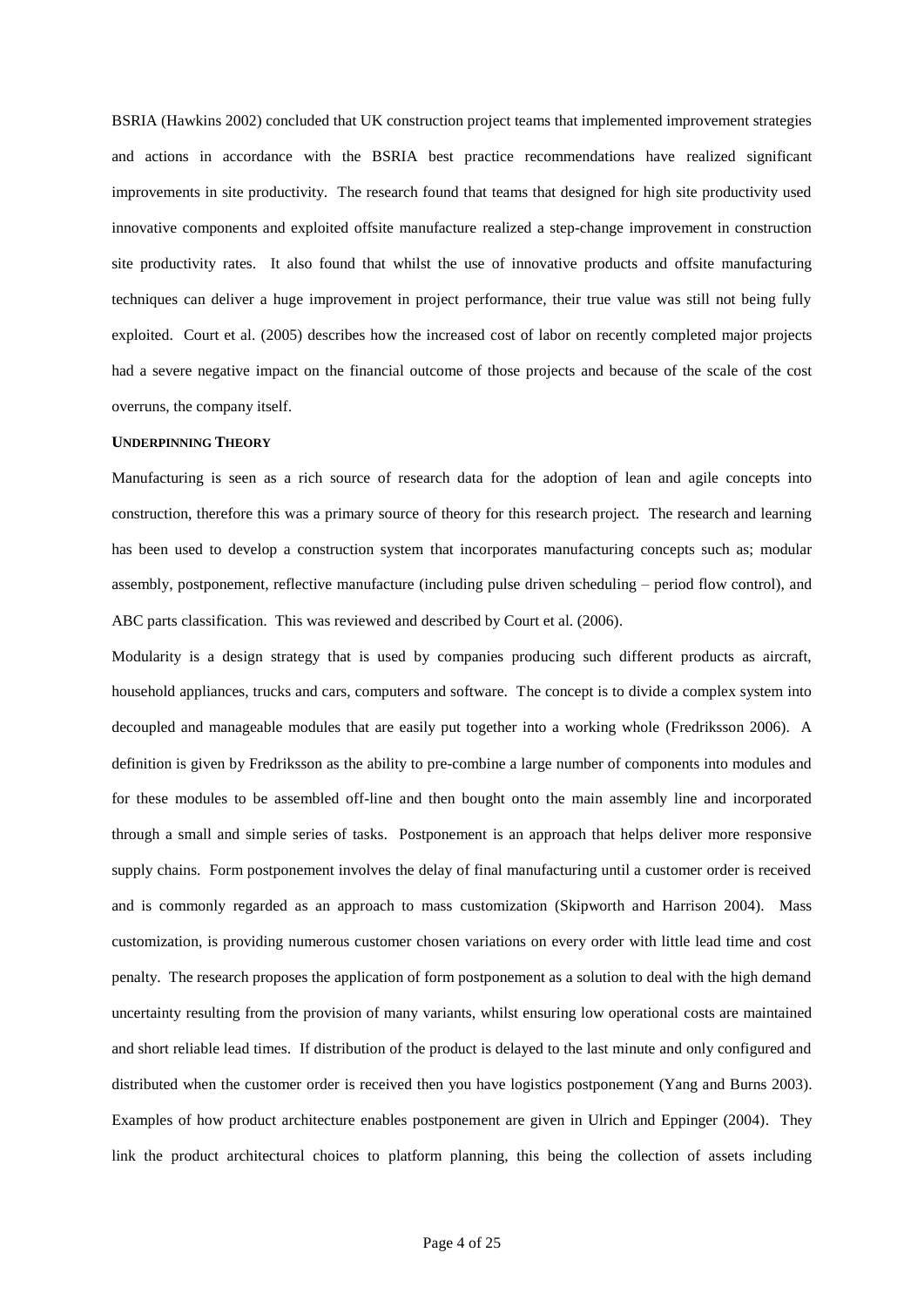BSRIA (Hawkins 2002) concluded that UK construction project teams that implemented improvement strategies and actions in accordance with the BSRIA best practice recommendations have realized significant improvements in site productivity. The research found that teams that designed for high site productivity used innovative components and exploited offsite manufacture realized a step-change improvement in construction site productivity rates. It also found that whilst the use of innovative products and offsite manufacturing techniques can deliver a huge improvement in project performance, their true value was still not being fully exploited. Court et al. (2005) describes how the increased cost of labor on recently completed major projects had a severe negative impact on the financial outcome of those projects and because of the scale of the cost overruns, the company itself.

#### UNDERPINNING THEORY

Manufacturing is seen as a rich source of research data for the adoption of lean and agile concepts into construction, therefore this was a primary source of theory for this research project. The research and learning has been used to develop a construction system that incorporates manufacturing concepts such as; modular assembly, postponement, reflective manufacture (including pulse driven scheduling – period flow control), and ABC parts classification. This was reviewed and described by Court et al. (2006).

Modularity is a design strategy that is used by companies producing such different products as aircraft, household appliances, trucks and cars, computers and software. The concept is to divide a complex system into decoupled and manageable modules that are easily put together into a working whole (Fredriksson 2006). A definition is given by Fredriksson as the ability to pre-combine a large number of components into modules and for these modules to be assembled off-line and then bought onto the main assembly line and incorporated through a small and simple series of tasks. Postponement is an approach that helps deliver more responsive supply chains. Form postponement involves the delay of final manufacturing until a customer order is received and is commonly regarded as an approach to mass customization (Skipworth and Harrison 2004). Mass customization, is providing numerous customer chosen variations on every order with little lead time and cost penalty. The research proposes the application of form postponement as a solution to deal with the high demand uncertainty resulting from the provision of many variants, whilst ensuring low operational costs are maintained and short reliable lead times. If distribution of the product is delayed to the last minute and only configured and distributed when the customer order is received then you have logistics postponement (Yang and Burns 2003). Examples of how product architecture enables postponement are given in Ulrich and Eppinger (2004). They link the product architectural choices to platform planning, this being the collection of assets including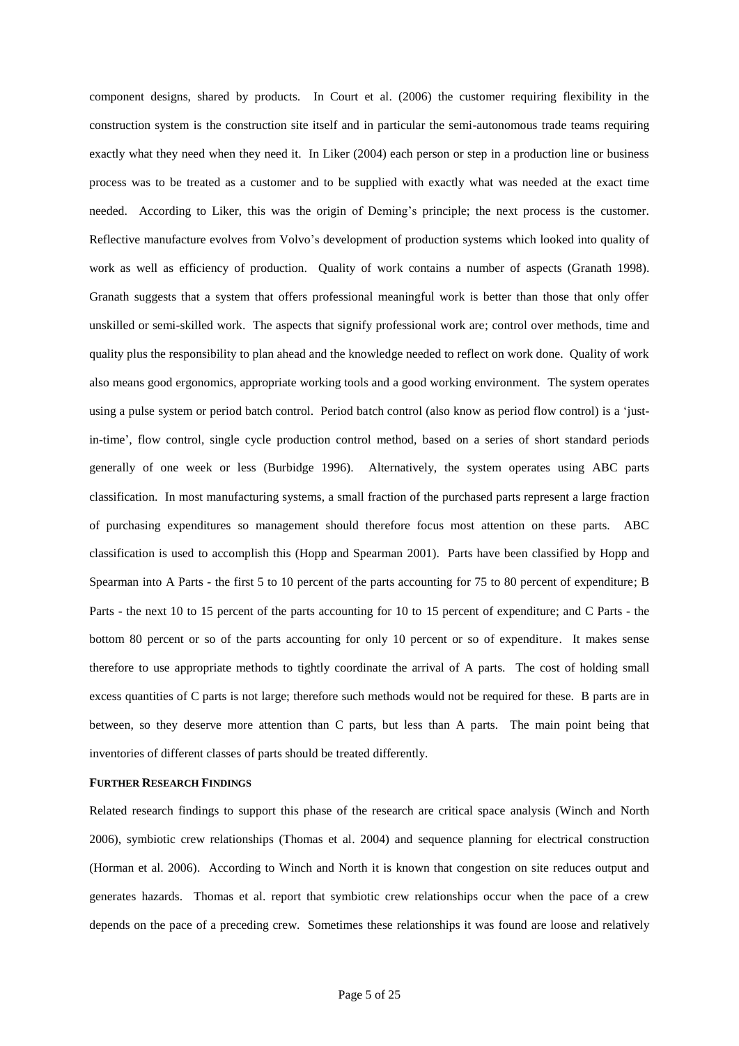component designs, shared by products. In Court et al. (2006) the customer requiring flexibility in the construction system is the construction site itself and in particular the semi-autonomous trade teams requiring exactly what they need when they need it. In Liker (2004) each person or step in a production line or business process was to be treated as a customer and to be supplied with exactly what was needed at the exact time needed. According to Liker, this was the origin of Deming's principle; the next process is the customer. Reflective manufacture evolves from Volvo's development of production systems which looked into quality of work as well as efficiency of production. Quality of work contains a number of aspects (Granath 1998). Granath suggests that a system that offers professional meaningful work is better than those that only offer unskilled or semi-skilled work. The aspects that signify professional work are; control over methods, time and quality plus the responsibility to plan ahead and the knowledge needed to reflect on work done. Quality of work also means good ergonomics, appropriate working tools and a good working environment. The system operates using a pulse system or period batch control. Period batch control (also know as period flow control) is a 'just-in-time', flow control, single cycle production control method, based on a series of short standard periods generally of one week or less (Burbidge 1996). Alternatively, the system operates using ABC parts classification. In most manufacturing systems, a small fraction of the purchased parts represent a large fraction of purchasing expenditures so management should therefore focus most attention on these parts. ABC classification is used to accomplish this (Hopp and Spearman 2001). Parts have been classified by Hopp and Spearman into A Parts - the first 5 to 10 percent of the parts accounting for 75 to 80 percent of expenditure; B Parts - the next 10 to 15 percent of the parts accounting for 10 to 15 percent of expenditure; and C Parts - the bottom 80 percent or so of the parts accounting for only 10 percent or so of expenditure. It makes sense therefore to use appropriate methods to tightly coordinate the arrival of A parts. The cost of holding small excess quantities of C parts is not large; therefore such methods would not be required for these. B parts are in between, so they deserve more attention than C parts, but less than A parts. The main point being that inventories of different classes of parts should be treated differently.

**FURTHER RESEARCH FINDINGS**

Related research findings to support this phase of the research are critical space analysis (Winch and North 2006), symbiotic crew relationships (Thomas et al. 2004) and sequence planning for electrical construction (Horman et al. 2006). According to Winch and North it is known that congestion on site reduces output and generates hazards. Thomas et al. report that symbiotic crew relationships occur when the pace of a crew depends on the pace of a preceding crew. Sometimes these relationships it was found are loose and relatively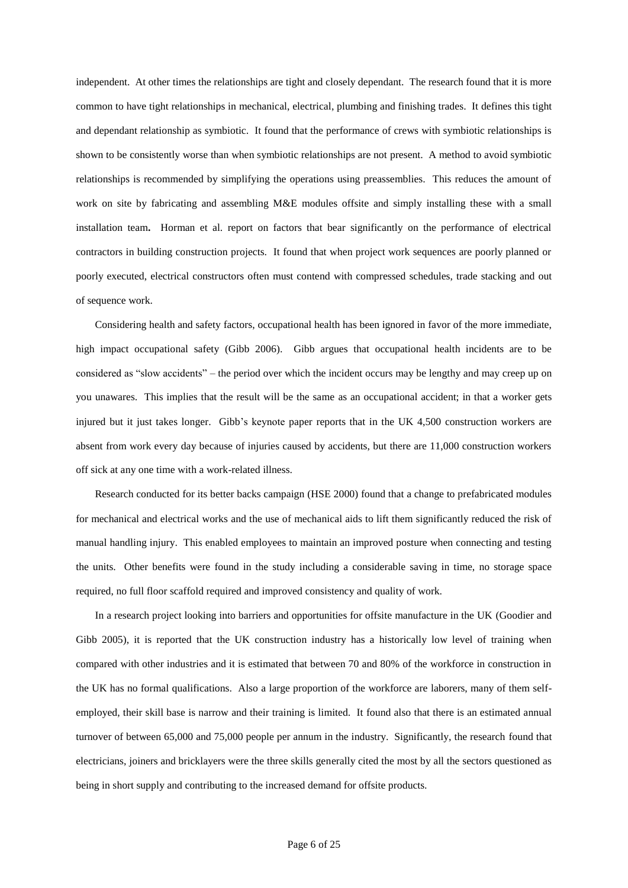independent. At other times the relationships are tight and closely dependant. The research found that it is more common to have tight relationships in mechanical, electrical, plumbing and finishing trades. It defines this tight and dependant relationship as symbiotic. It found that the performance of crews with symbiotic relationships is shown to be consistently worse than when symbiotic relationships are not present. A method to avoid symbiotic relationships is recommended by simplifying the operations using preassemblies. This reduces the amount of work on site by fabricating and assembling M&E modules offsite and simply installing these with a small installation team**.** Horman et al. report on factors that bear significantly on the performance of electrical contractors in building construction projects. It found that when project work sequences are poorly planned or poorly executed, electrical constructors often must contend with compressed schedules, trade stacking and out of sequence work.

Considering health and safety factors, occupational health has been ignored in favor of the more immediate, high impact occupational safety (Gibb 2006). Gibb argues that occupational health incidents are to be considered as "slow accidents" – the period over which the incident occurs may be lengthy and may creep up on you unawares. This implies that the result will be the same as an occupational accident; in that a worker gets injured but it just takes longer. Gibb's keynote paper reports that in the UK 4,500 construction workers are absent from work every day because of injuries caused by accidents, but there are 11,000 construction workers off sick at any one time with a work-related illness.

Research conducted for its better backs campaign (HSE 2000) found that a change to prefabricated modules for mechanical and electrical works and the use of mechanical aids to lift them significantly reduced the risk of manual handling injury. This enabled employees to maintain an improved posture when connecting and testing the units. Other benefits were found in the study including a considerable saving in time, no storage space required, no full floor scaffold required and improved consistency and quality of work.

In a research project looking into barriers and opportunities for offsite manufacture in the UK (Goodier and Gibb 2005), it is reported that the UK construction industry has a historically low level of training when compared with other industries and it is estimated that between 70 and 80% of the workforce in construction in the UK has no formal qualifications. Also a large proportion of the workforce are laborers, many of them self-employed, their skill base is narrow and their training is limited. It found also that there is an estimated annual turnover of between 65,000 and 75,000 people per annum in the industry. Significantly, the research found that electricians, joiners and bricklayers were the three skills generally cited the most by all the sectors questioned as being in short supply and contributing to the increased demand for offsite products.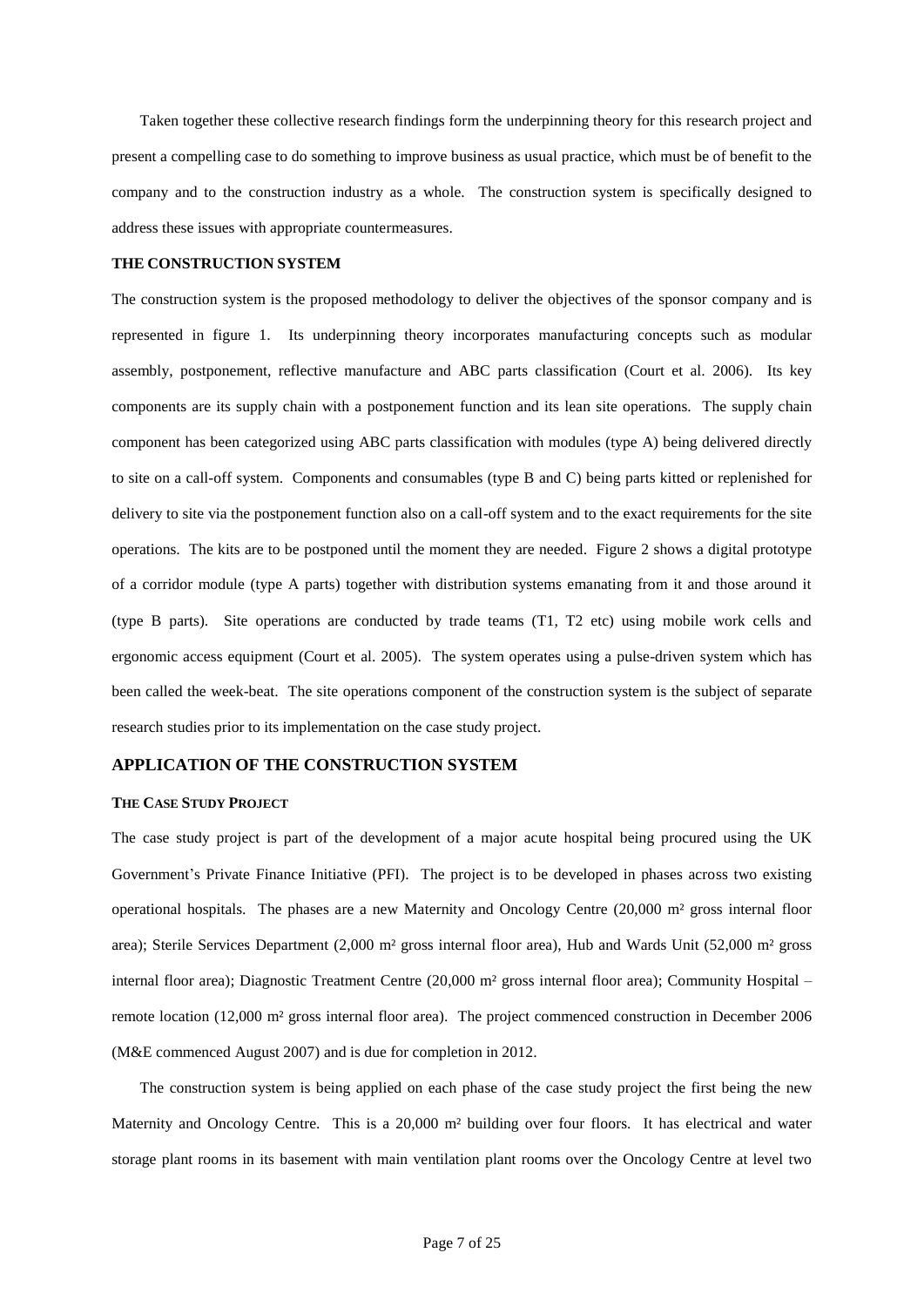Taken together these collective research findings form the underpinning theory for this research project and present a compelling case to do something to improve business as usual practice, which must be of benefit to the company and to the construction industry as a whole. The construction system is specifically designed to address these issues with appropriate countermeasures.

### THE CONSTRUCTION SYSTEM

The construction system is the proposed methodology to deliver the objectives of the sponsor company and is represented in figure 1. Its underpinning theory incorporates manufacturing concepts such as modular assembly, postponement, reflective manufacture and ABC parts classification (Court et al. 2006). Its key components are its supply chain with a postponement function and its lean site operations. The supply chain component has been categorized using ABC parts classification with modules (type A) being delivered directly to site on a call-off system. Components and consumables (type B and C) being parts kitted or replenished for delivery to site via the postponement function also on a call-off system and to the exact requirements for the site operations. The kits are to be postponed until the moment they are needed. Figure 2 shows a digital prototype of a corridor module (type A parts) together with distribution systems emanating from it and those around it (type B parts). Site operations are conducted by trade teams (T1, T2 etc) using mobile work cells and ergonomic access equipment (Court et al. 2005). The system operates using a pulse-driven system which has been called the week-beat. The site operations component of the construction system is the subject of separate research studies prior to its implementation on the case study project.

## APPLICATION OF THE CONSTRUCTION SYSTEM

### THE CASE STUDY PROJECT

The case study project is part of the development of a major acute hospital being procured using the UK Government's Private Finance Initiative (PFI). The project is to be developed in phases across two existing operational hospitals. The phases are a new Maternity and Oncology Centre (20,000 m² gross internal floor area); Sterile Services Department (2,000 m² gross internal floor area), Hub and Wards Unit (52,000 m² gross internal floor area); Diagnostic Treatment Centre (20,000 m² gross internal floor area); Community Hospital – remote location (12,000 m² gross internal floor area). The project commenced construction in December 2006 (M&E commenced August 2007) and is due for completion in 2012.

The construction system is being applied on each phase of the case study project the first being the new Maternity and Oncology Centre. This is a 20,000 m² building over four floors. It has electrical and water storage plant rooms in its basement with main ventilation plant rooms over the Oncology Centre at level two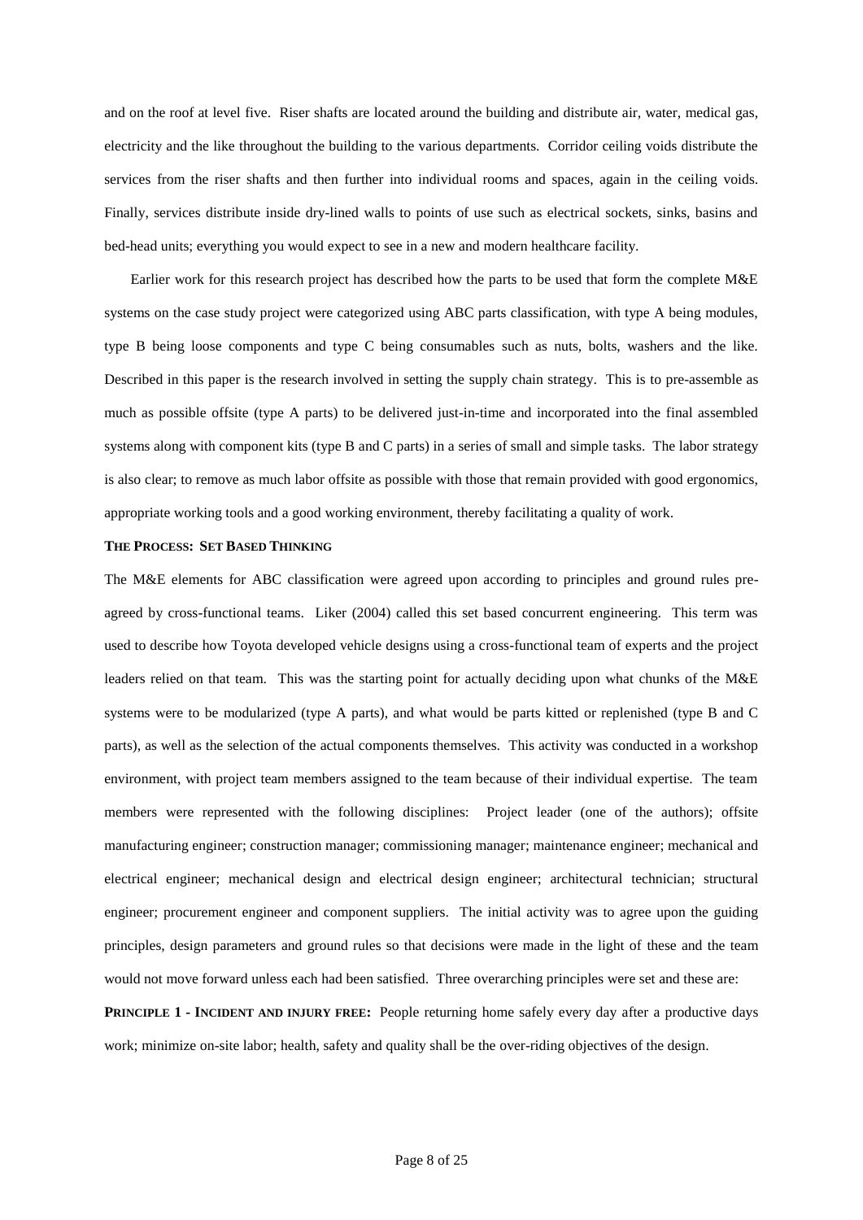and on the roof at level five. Riser shafts are located around the building and distribute air, water, medical gas, electricity and the like throughout the building to the various departments. Corridor ceiling voids distribute the services from the riser shafts and then further into individual rooms and spaces, again in the ceiling voids. Finally, services distribute inside dry-lined walls to points of use such as electrical sockets, sinks, basins and bed-head units; everything you would expect to see in a new and modern healthcare facility.

Earlier work for this research project has described how the parts to be used that form the complete M&E systems on the case study project were categorized using ABC parts classification, with type A being modules, type B being loose components and type C being consumables such as nuts, bolts, washers and the like. Described in this paper is the research involved in setting the supply chain strategy. This is to pre-assemble as much as possible offsite (type A parts) to be delivered just-in-time and incorporated into the final assembled systems along with component kits (type B and C parts) in a series of small and simple tasks. The labor strategy is also clear; to remove as much labor offsite as possible with those that remain provided with good ergonomics, appropriate working tools and a good working environment, thereby facilitating a quality of work.

### THE PROCESS: SET BASED THINKING

The M&E elements for ABC classification were agreed upon according to principles and ground rules pre-agreed by cross-functional teams. Liker (2004) called this set based concurrent engineering. This term was used to describe how Toyota developed vehicle designs using a cross-functional team of experts and the project leaders relied on that team. This was the starting point for actually deciding upon what chunks of the M&E systems were to be modularized (type A parts), and what would be parts kitted or replenished (type B and C parts), as well as the selection of the actual components themselves. This activity was conducted in a workshop environment, with project team members assigned to the team because of their individual expertise. The team members were represented with the following disciplines: Project leader (one of the authors); offsite manufacturing engineer; construction manager; commissioning manager; maintenance engineer; mechanical and electrical engineer; mechanical design and electrical design engineer; architectural technician; structural engineer; procurement engineer and component suppliers. The initial activity was to agree upon the guiding principles, design parameters and ground rules so that decisions were made in the light of these and the team would not move forward unless each had been satisfied. Three overarching principles were set and these are:

**PRINCIPLE 1 - INCIDENT AND INJURY FREE:** People returning home safely every day after a productive days work; minimize on-site labor; health, safety and quality shall be the over-riding objectives of the design.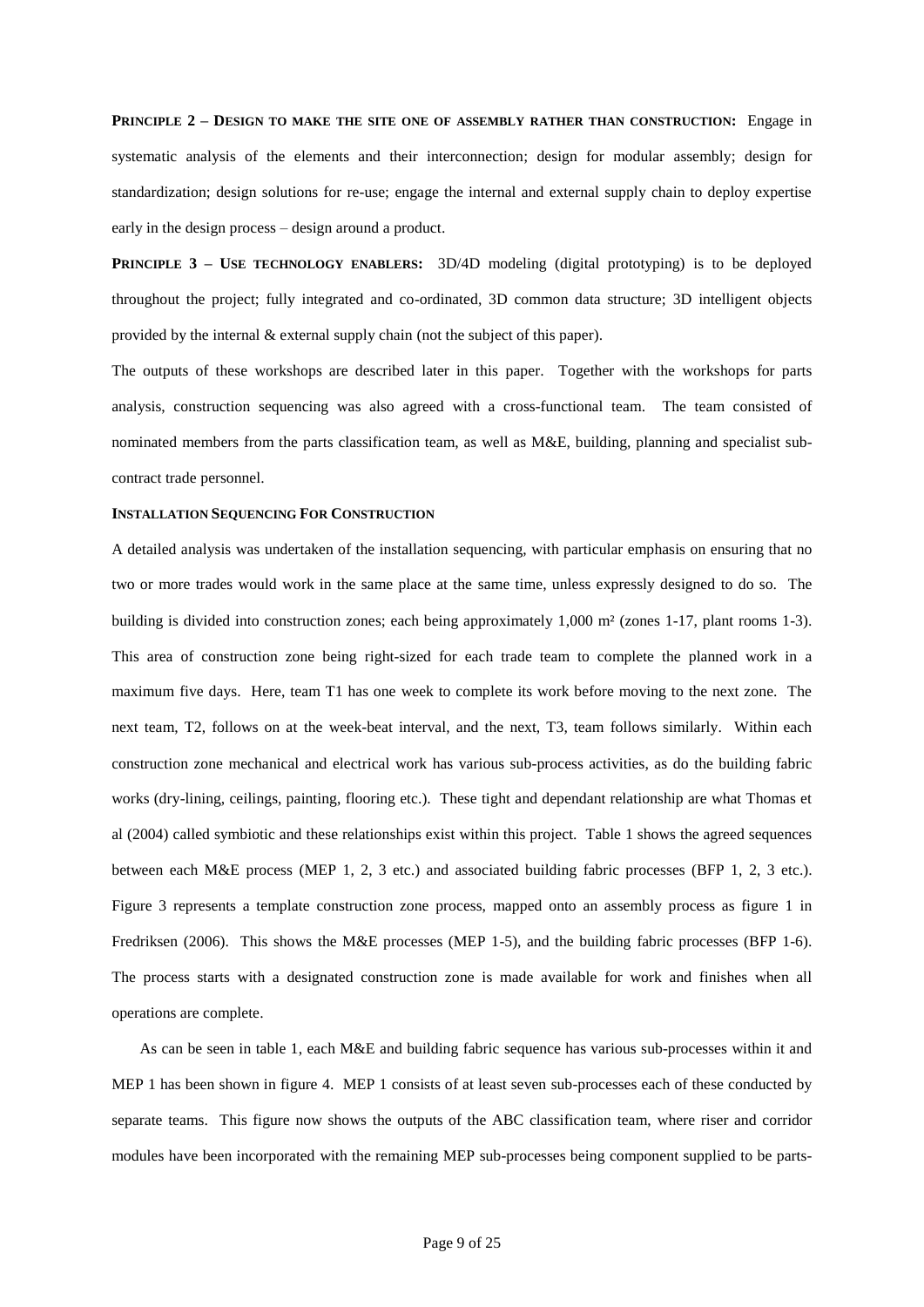**PRINCIPLE 2 – DESIGN TO MAKE THE SITE ONE OF ASSEMBLY RATHER THAN CONSTRUCTION:** Engage in systematic analysis of the elements and their interconnection; design for modular assembly; design for standardization; design solutions for re-use; engage the internal and external supply chain to deploy expertise early in the design process – design around a product.

**PRINCIPLE 3 – USE TECHNOLOGY ENABLERS:** 3D/4D modeling (digital prototyping) is to be deployed throughout the project; fully integrated and co-ordinated, 3D common data structure; 3D intelligent objects provided by the internal & external supply chain (not the subject of this paper).

The outputs of these workshops are described later in this paper. Together with the workshops for parts analysis, construction sequencing was also agreed with a cross-functional team. The team consisted of nominated members from the parts classification team, as well as M&E, building, planning and specialist sub-contract trade personnel.

**INSTALLATION SEQUENCING FOR CONSTRUCTION**

A detailed analysis was undertaken of the installation sequencing, with particular emphasis on ensuring that no two or more trades would work in the same place at the same time, unless expressly designed to do so. The building is divided into construction zones; each being approximately 1,000 m² (zones 1-17, plant rooms 1-3). This area of construction zone being right-sized for each trade team to complete the planned work in a maximum five days. Here, team T1 has one week to complete its work before moving to the next zone. The next team, T2, follows on at the week-beat interval, and the next, T3, team follows similarly. Within each construction zone mechanical and electrical work has various sub-process activities, as do the building fabric works (dry-lining, ceilings, painting, flooring etc.). These tight and dependant relationship are what Thomas et al (2004) called symbiotic and these relationships exist within this project. Table 1 shows the agreed sequences between each M&E process (MEP 1, 2, 3 etc.) and associated building fabric processes (BFP 1, 2, 3 etc.). Figure 3 represents a template construction zone process, mapped onto an assembly process as figure 1 in Fredriksen (2006). This shows the M&E processes (MEP 1-5), and the building fabric processes (BFP 1-6). The process starts with a designated construction zone is made available for work and finishes when all operations are complete.

As can be seen in table 1, each M&E and building fabric sequence has various sub-processes within it and MEP 1 has been shown in figure 4. MEP 1 consists of at least seven sub-processes each of these conducted by separate teams. This figure now shows the outputs of the ABC classification team, where riser and corridor modules have been incorporated with the remaining MEP sub-processes being component supplied to be parts-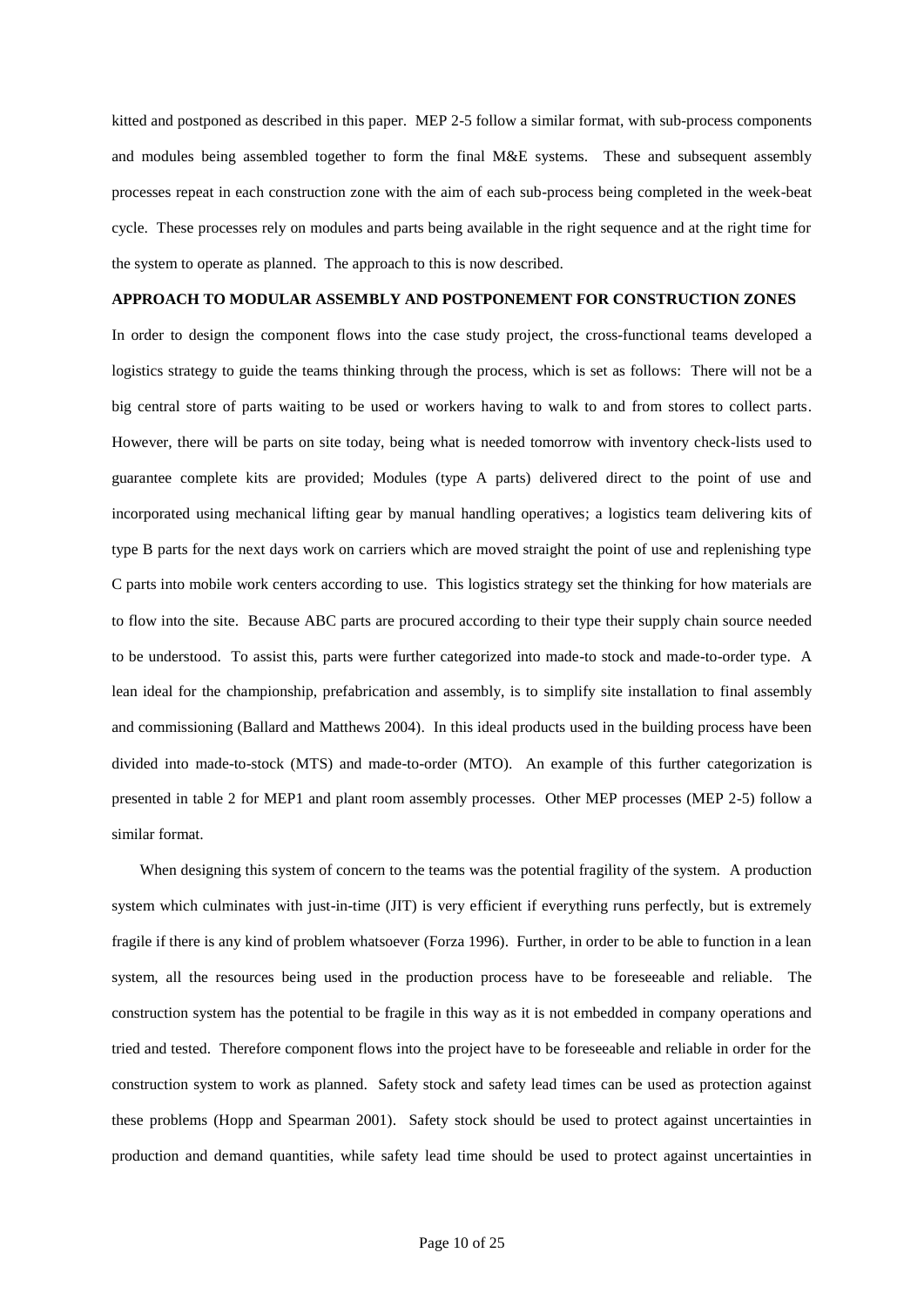kitted and postponed as described in this paper. MEP 2-5 follow a similar format, with sub-process components and modules being assembled together to form the final M&E systems. These and subsequent assembly processes repeat in each construction zone with the aim of each sub-process being completed in the week-beat cycle. These processes rely on modules and parts being available in the right sequence and at the right time for the system to operate as planned. The approach to this is now described.

## APPROACH TO MODULAR ASSEMBLY AND POSTPONEMENT FOR CONSTRUCTION ZONES

In order to design the component flows into the case study project, the cross-functional teams developed a logistics strategy to guide the teams thinking through the process, which is set as follows: There will not be a big central store of parts waiting to be used or workers having to walk to and from stores to collect parts. However, there will be parts on site today, being what is needed tomorrow with inventory check-lists used to guarantee complete kits are provided; Modules (type A parts) delivered direct to the point of use and incorporated using mechanical lifting gear by manual handling operatives; a logistics team delivering kits of type B parts for the next days work on carriers which are moved straight the point of use and replenishing type C parts into mobile work centers according to use. This logistics strategy set the thinking for how materials are to flow into the site. Because ABC parts are procured according to their type their supply chain source needed to be understood. To assist this, parts were further categorized into made-to stock and made-to-order type. A lean ideal for the championship, prefabrication and assembly, is to simplify site installation to final assembly and commissioning (Ballard and Matthews 2004). In this ideal products used in the building process have been divided into made-to-stock (MTS) and made-to-order (MTO). An example of this further categorization is presented in table 2 for MEP1 and plant room assembly processes. Other MEP processes (MEP 2-5) follow a similar format.

When designing this system of concern to the teams was the potential fragility of the system. A production system which culminates with just-in-time (JIT) is very efficient if everything runs perfectly, but is extremely fragile if there is any kind of problem whatsoever (Forza 1996). Further, in order to be able to function in a lean system, all the resources being used in the production process have to be foreseeable and reliable. The construction system has the potential to be fragile in this way as it is not embedded in company operations and tried and tested. Therefore component flows into the project have to be foreseeable and reliable in order for the construction system to work as planned. Safety stock and safety lead times can be used as protection against these problems (Hopp and Spearman 2001). Safety stock should be used to protect against uncertainties in production and demand quantities, while safety lead time should be used to protect against uncertainties in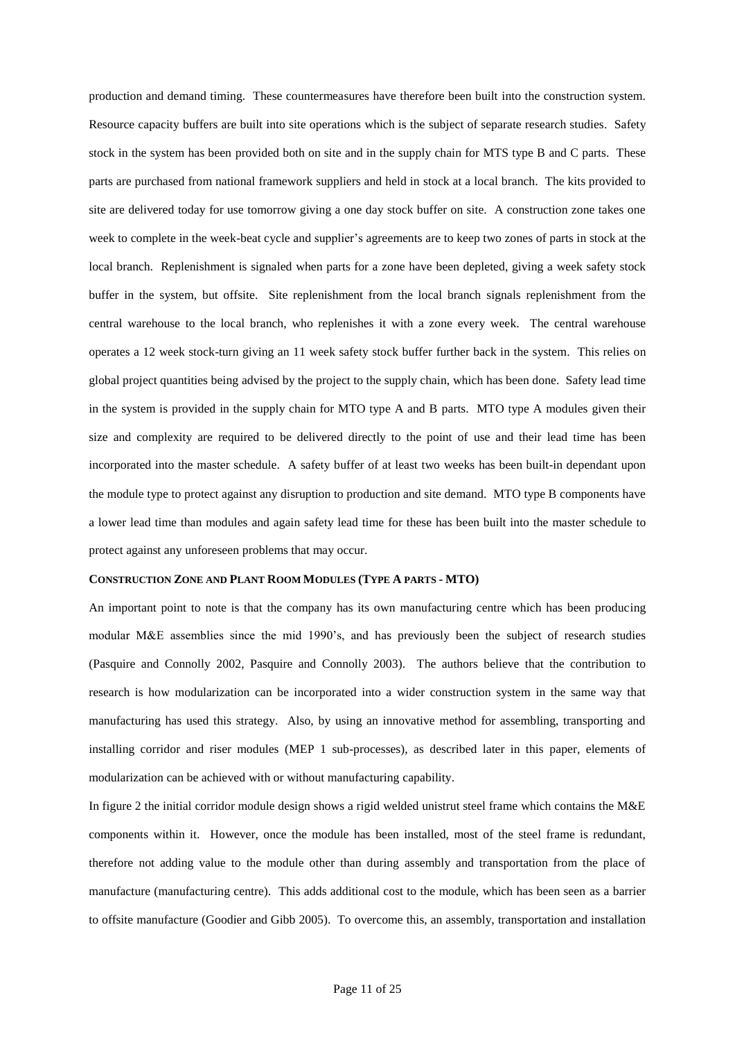production and demand timing. These countermeasures have therefore been built into the construction system. Resource capacity buffers are built into site operations which is the subject of separate research studies. Safety stock in the system has been provided both on site and in the supply chain for MTS type B and C parts. These parts are purchased from national framework suppliers and held in stock at a local branch. The kits provided to site are delivered today for use tomorrow giving a one day stock buffer on site. A construction zone takes one week to complete in the week-beat cycle and supplier's agreements are to keep two zones of parts in stock at the local branch. Replenishment is signaled when parts for a zone have been depleted, giving a week safety stock buffer in the system, but offsite. Site replenishment from the local branch signals replenishment from the central warehouse to the local branch, who replenishes it with a zone every week. The central warehouse operates a 12 week stock-turn giving an 11 week safety stock buffer further back in the system. This relies on global project quantities being advised by the project to the supply chain, which has been done. Safety lead time in the system is provided in the supply chain for MTO type A and B parts. MTO type A modules given their size and complexity are required to be delivered directly to the point of use and their lead time has been incorporated into the master schedule. A safety buffer of at least two weeks has been built-in dependant upon the module type to protect against any disruption to production and site demand. MTO type B components have a lower lead time than modules and again safety lead time for these has been built into the master schedule to protect against any unforeseen problems that may occur.

### CONSTRUCTION ZONE AND PLANT ROOM MODULES (TYPE A PARTS - MTO)

An important point to note is that the company has its own manufacturing centre which has been producing modular M&E assemblies since the mid 1990's, and has previously been the subject of research studies (Pasquire and Connolly 2002, Pasquire and Connolly 2003). The authors believe that the contribution to research is how modularization can be incorporated into a wider construction system in the same way that manufacturing has used this strategy. Also, by using an innovative method for assembling, transporting and installing corridor and riser modules (MEP 1 sub-processes), as described later in this paper, elements of modularization can be achieved with or without manufacturing capability.

In figure 2 the initial corridor module design shows a rigid welded unistrut steel frame which contains the M&E components within it. However, once the module has been installed, most of the steel frame is redundant, therefore not adding value to the module other than during assembly and transportation from the place of manufacture (manufacturing centre). This adds additional cost to the module, which has been seen as a barrier to offsite manufacture (Goodier and Gibb 2005). To overcome this, an assembly, transportation and installation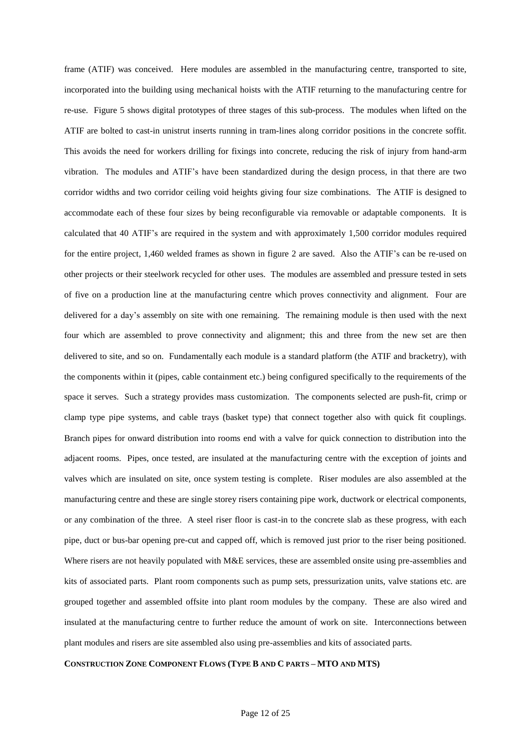frame (ATIF) was conceived. Here modules are assembled in the manufacturing centre, transported to site, incorporated into the building using mechanical hoists with the ATIF returning to the manufacturing centre for re-use. Figure 5 shows digital prototypes of three stages of this sub-process. The modules when lifted on the ATIF are bolted to cast-in unistrut inserts running in tram-lines along corridor positions in the concrete soffit. This avoids the need for workers drilling for fixings into concrete, reducing the risk of injury from hand-arm vibration. The modules and ATIF's have been standardized during the design process, in that there are two corridor widths and two corridor ceiling void heights giving four size combinations. The ATIF is designed to accommodate each of these four sizes by being reconfigurable via removable or adaptable components. It is calculated that 40 ATIF's are required in the system and with approximately 1,500 corridor modules required for the entire project, 1,460 welded frames as shown in figure 2 are saved. Also the ATIF's can be re-used on other projects or their steelwork recycled for other uses. The modules are assembled and pressure tested in sets of five on a production line at the manufacturing centre which proves connectivity and alignment. Four are delivered for a day's assembly on site with one remaining. The remaining module is then used with the next four which are assembled to prove connectivity and alignment; this and three from the new set are then delivered to site, and so on. Fundamentally each module is a standard platform (the ATIF and bracketry), with the components within it (pipes, cable containment etc.) being configured specifically to the requirements of the space it serves. Such a strategy provides mass customization. The components selected are push-fit, crimp or clamp type pipe systems, and cable trays (basket type) that connect together also with quick fit couplings. Branch pipes for onward distribution into rooms end with a valve for quick connection to distribution into the adjacent rooms. Pipes, once tested, are insulated at the manufacturing centre with the exception of joints and valves which are insulated on site, once system testing is complete. Riser modules are also assembled at the manufacturing centre and these are single storey risers containing pipe work, ductwork or electrical components, or any combination of the three. A steel riser floor is cast-in to the concrete slab as these progress, with each pipe, duct or bus-bar opening pre-cut and capped off, which is removed just prior to the riser being positioned. Where risers are not heavily populated with M&E services, these are assembled onsite using pre-assemblies and kits of associated parts. Plant room components such as pump sets, pressurization units, valve stations etc. are grouped together and assembled offsite into plant room modules by the company. These are also wired and insulated at the manufacturing centre to further reduce the amount of work on site. Interconnections between plant modules and risers are site assembled also using pre-assemblies and kits of associated parts.

**CONSTRUCTION ZONE COMPONENT FLOWS (TYPE B AND C PARTS – MTO AND MTS)**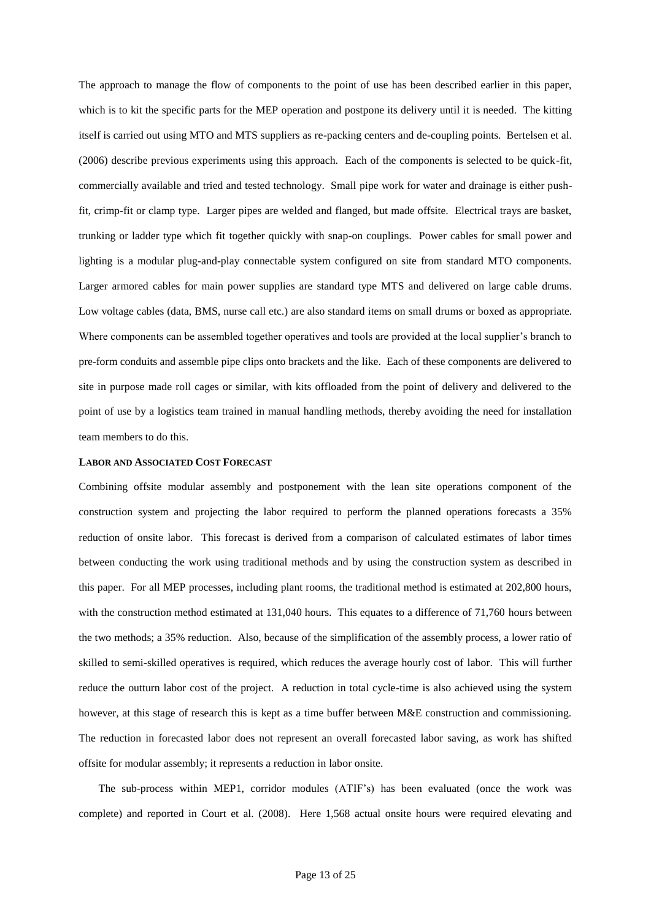The approach to manage the flow of components to the point of use has been described earlier in this paper, which is to kit the specific parts for the MEP operation and postpone its delivery until it is needed. The kitting itself is carried out using MTO and MTS suppliers as re-packing centers and de-coupling points. Bertelsen et al. (2006) describe previous experiments using this approach. Each of the components is selected to be quick-fit, commercially available and tried and tested technology. Small pipe work for water and drainage is either push-fit, crimp-fit or clamp type. Larger pipes are welded and flanged, but made offsite. Electrical trays are basket, trunking or ladder type which fit together quickly with snap-on couplings. Power cables for small power and lighting is a modular plug-and-play connectable system configured on site from standard MTO components. Larger armored cables for main power supplies are standard type MTS and delivered on large cable drums. Low voltage cables (data, BMS, nurse call etc.) are also standard items on small drums or boxed as appropriate. Where components can be assembled together operatives and tools are provided at the local supplier's branch to pre-form conduits and assemble pipe clips onto brackets and the like. Each of these components are delivered to site in purpose made roll cages or similar, with kits offloaded from the point of delivery and delivered to the point of use by a logistics team trained in manual handling methods, thereby avoiding the need for installation team members to do this.

### LABOR AND ASSOCIATED COST FORECAST

Combining offsite modular assembly and postponement with the lean site operations component of the construction system and projecting the labor required to perform the planned operations forecasts a 35% reduction of onsite labor. This forecast is derived from a comparison of calculated estimates of labor times between conducting the work using traditional methods and by using the construction system as described in this paper. For all MEP processes, including plant rooms, the traditional method is estimated at 202,800 hours, with the construction method estimated at 131,040 hours. This equates to a difference of 71,760 hours between the two methods; a 35% reduction. Also, because of the simplification of the assembly process, a lower ratio of skilled to semi-skilled operatives is required, which reduces the average hourly cost of labor. This will further reduce the outturn labor cost of the project. A reduction in total cycle-time is also achieved using the system however, at this stage of research this is kept as a time buffer between M&E construction and commissioning. The reduction in forecasted labor does not represent an overall forecasted labor saving, as work has shifted offsite for modular assembly; it represents a reduction in labor onsite.

The sub-process within MEP1, corridor modules (ATIF's) has been evaluated (once the work was complete) and reported in Court et al. (2008). Here 1,568 actual onsite hours were required elevating and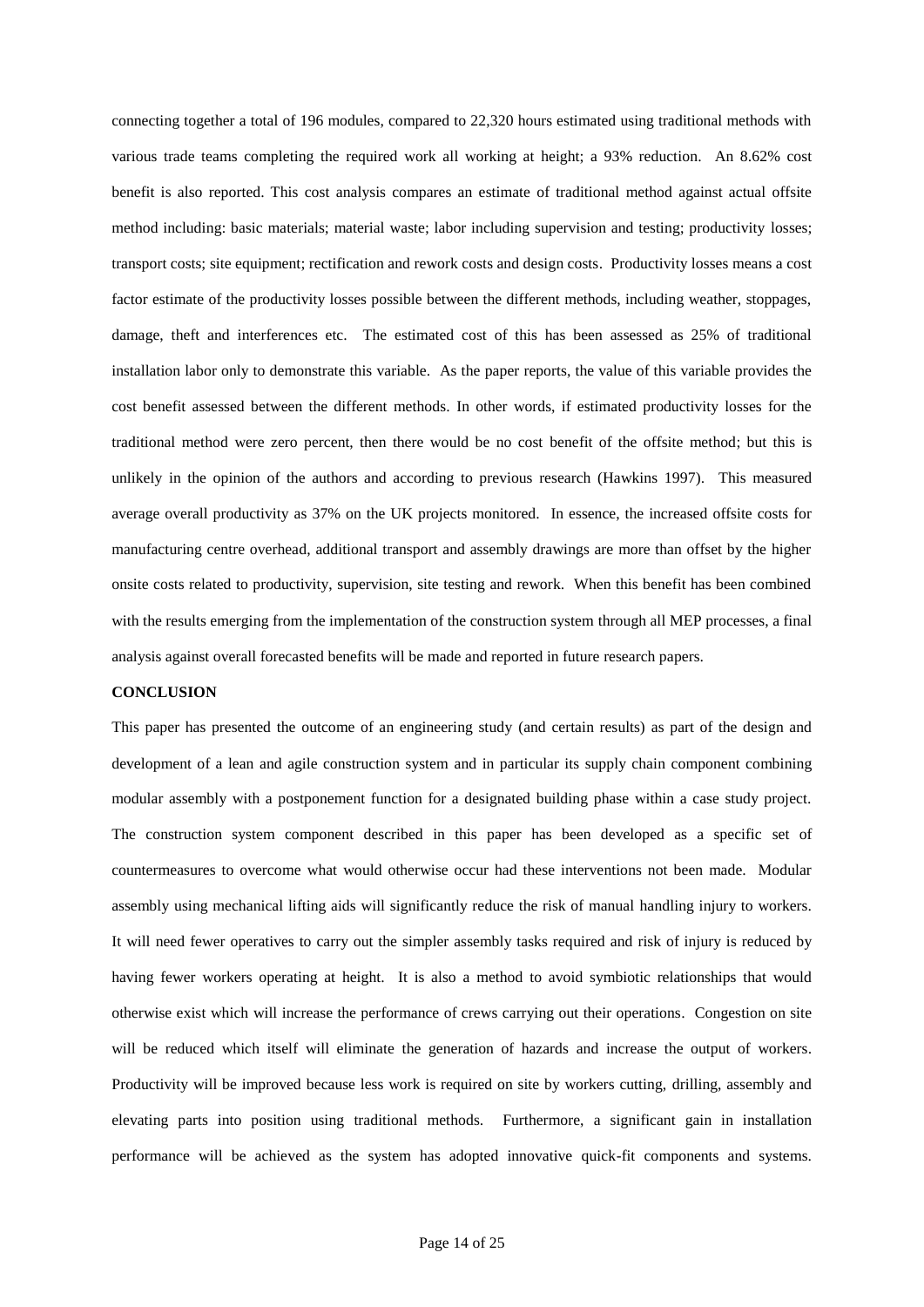connecting together a total of 196 modules, compared to 22,320 hours estimated using traditional methods with various trade teams completing the required work all working at height; a 93% reduction. An 8.62% cost benefit is also reported. This cost analysis compares an estimate of traditional method against actual offsite method including: basic materials; material waste; labor including supervision and testing; productivity losses; transport costs; site equipment; rectification and rework costs and design costs. Productivity losses means a cost factor estimate of the productivity losses possible between the different methods, including weather, stoppages, damage, theft and interferences etc. The estimated cost of this has been assessed as 25% of traditional installation labor only to demonstrate this variable. As the paper reports, the value of this variable provides the cost benefit assessed between the different methods. In other words, if estimated productivity losses for the traditional method were zero percent, then there would be no cost benefit of the offsite method; but this is unlikely in the opinion of the authors and according to previous research (Hawkins 1997). This measured average overall productivity as 37% on the UK projects monitored. In essence, the increased offsite costs for manufacturing centre overhead, additional transport and assembly drawings are more than offset by the higher onsite costs related to productivity, supervision, site testing and rework. When this benefit has been combined with the results emerging from the implementation of the construction system through all MEP processes, a final analysis against overall forecasted benefits will be made and reported in future research papers.

## CONCLUSION

This paper has presented the outcome of an engineering study (and certain results) as part of the design and development of a lean and agile construction system and in particular its supply chain component combining modular assembly with a postponement function for a designated building phase within a case study project. The construction system component described in this paper has been developed as a specific set of countermeasures to overcome what would otherwise occur had these interventions not been made. Modular assembly using mechanical lifting aids will significantly reduce the risk of manual handling injury to workers. It will need fewer operatives to carry out the simpler assembly tasks required and risk of injury is reduced by having fewer workers operating at height. It is also a method to avoid symbiotic relationships that would otherwise exist which will increase the performance of crews carrying out their operations. Congestion on site will be reduced which itself will eliminate the generation of hazards and increase the output of workers. Productivity will be improved because less work is required on site by workers cutting, drilling, assembly and elevating parts into position using traditional methods. Furthermore, a significant gain in installation performance will be achieved as the system has adopted innovative quick-fit components and systems.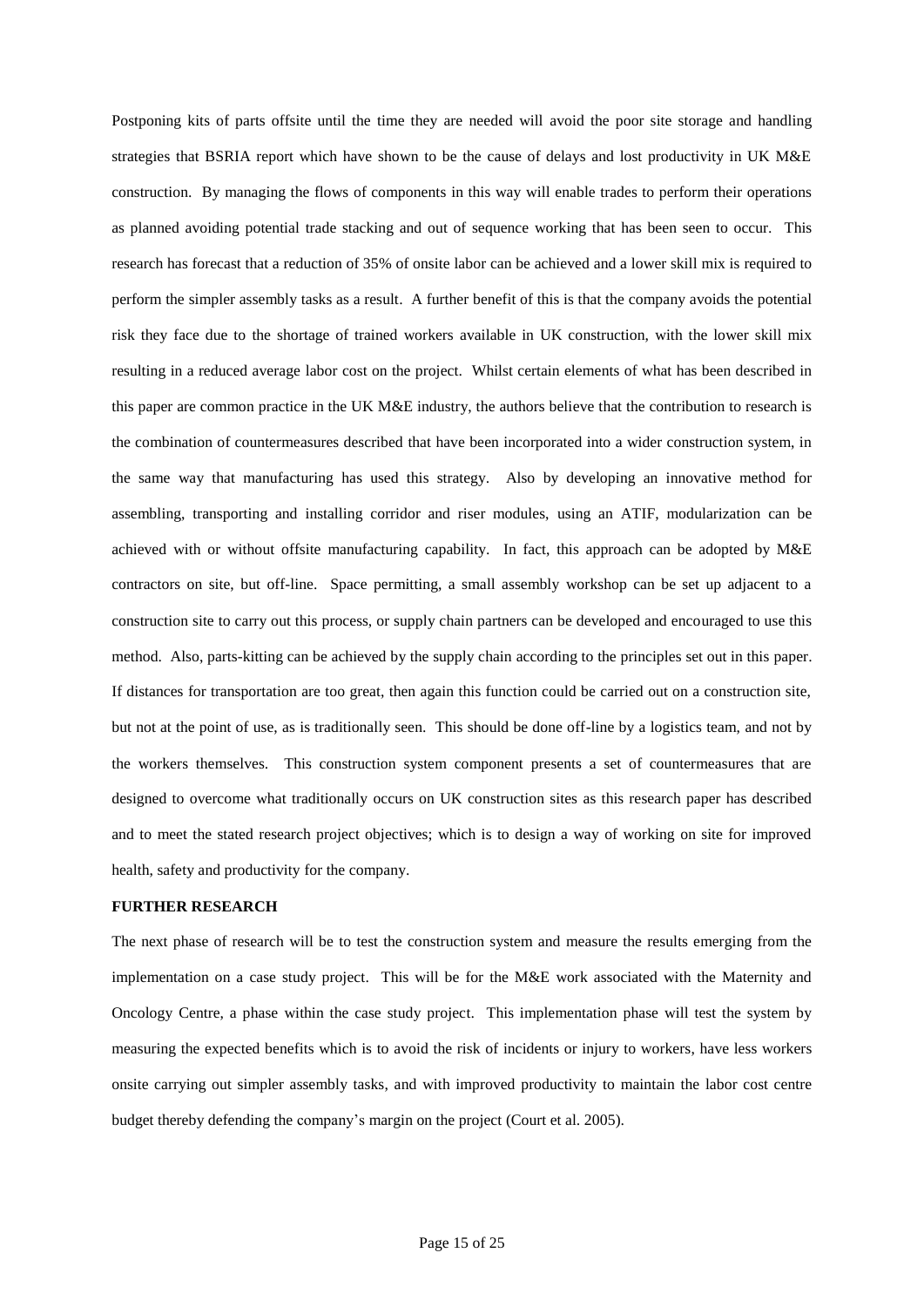Postponing kits of parts offsite until the time they are needed will avoid the poor site storage and handling strategies that BSRIA report which have shown to be the cause of delays and lost productivity in UK M&E construction. By managing the flows of components in this way will enable trades to perform their operations as planned avoiding potential trade stacking and out of sequence working that has been seen to occur. This research has forecast that a reduction of 35% of onsite labor can be achieved and a lower skill mix is required to perform the simpler assembly tasks as a result. A further benefit of this is that the company avoids the potential risk they face due to the shortage of trained workers available in UK construction, with the lower skill mix resulting in a reduced average labor cost on the project. Whilst certain elements of what has been described in this paper are common practice in the UK M&E industry, the authors believe that the contribution to research is the combination of countermeasures described that have been incorporated into a wider construction system, in the same way that manufacturing has used this strategy. Also by developing an innovative method for assembling, transporting and installing corridor and riser modules, using an ATIF, modularization can be achieved with or without offsite manufacturing capability. In fact, this approach can be adopted by M&E contractors on site, but off-line. Space permitting, a small assembly workshop can be set up adjacent to a construction site to carry out this process, or supply chain partners can be developed and encouraged to use this method. Also, parts-kitting can be achieved by the supply chain according to the principles set out in this paper. If distances for transportation are too great, then again this function could be carried out on a construction site, but not at the point of use, as is traditionally seen. This should be done off-line by a logistics team, and not by the workers themselves. This construction system component presents a set of countermeasures that are designed to overcome what traditionally occurs on UK construction sites as this research paper has described and to meet the stated research project objectives; which is to design a way of working on site for improved health, safety and productivity for the company.

## FURTHER RESEARCH

The next phase of research will be to test the construction system and measure the results emerging from the implementation on a case study project. This will be for the M&E work associated with the Maternity and Oncology Centre, a phase within the case study project. This implementation phase will test the system by measuring the expected benefits which is to avoid the risk of incidents or injury to workers, have less workers onsite carrying out simpler assembly tasks, and with improved productivity to maintain the labor cost centre budget thereby defending the company's margin on the project (Court et al. 2005).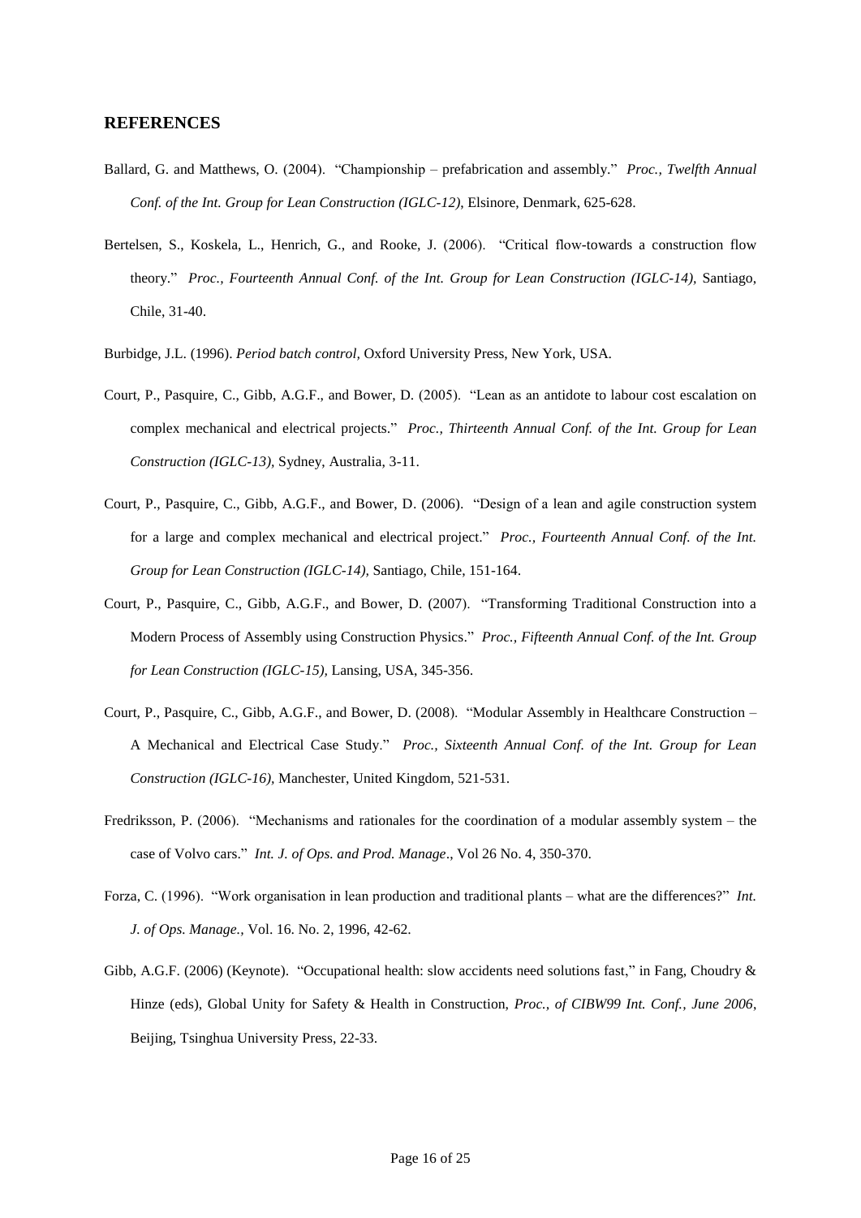## REFERENCES

Ballard, G. and Matthews, O. (2004). "Championship – prefabrication and assembly." *Proc., Twelfth Annual Conf. of the Int. Group for Lean Construction (IGLC-12)*, Elsinore, Denmark, 625-628.

Bertelsen, S., Koskela, L., Henrich, G., and Rooke, J. (2006). "Critical flow-towards a construction flow theory." *Proc., Fourteenth Annual Conf. of the Int. Group for Lean Construction (IGLC-14),* Santiago, Chile, 31-40.

Burbidge, J.L. (1996). *Period batch control,* Oxford University Press, New York, USA.

Court, P., Pasquire, C., Gibb, A.G.F., and Bower, D. (2005). "Lean as an antidote to labour cost escalation on complex mechanical and electrical projects." *Proc., Thirteenth Annual Conf. of the Int. Group for Lean Construction (IGLC-13),* Sydney, Australia, 3-11.

Court, P., Pasquire, C., Gibb, A.G.F., and Bower, D. (2006). "Design of a lean and agile construction system for a large and complex mechanical and electrical project." *Proc., Fourteenth Annual Conf. of the Int. Group for Lean Construction (IGLC-14),* Santiago, Chile, 151-164.

Court, P., Pasquire, C., Gibb, A.G.F., and Bower, D. (2007). "Transforming Traditional Construction into a Modern Process of Assembly using Construction Physics." *Proc., Fifteenth Annual Conf. of the Int. Group for Lean Construction (IGLC-15),* Lansing, USA, 345-356.

Court, P., Pasquire, C., Gibb, A.G.F., and Bower, D. (2008). "Modular Assembly in Healthcare Construction – A Mechanical and Electrical Case Study." *Proc., Sixteenth Annual Conf. of the Int. Group for Lean Construction (IGLC-16),* Manchester, United Kingdom, 521-531.

Fredriksson, P. (2006). "Mechanisms and rationales for the coordination of a modular assembly system – the case of Volvo cars." *Int. J. of Ops. and Prod. Manage*., Vol 26 No. 4, 350-370.

Forza, C. (1996). "Work organisation in lean production and traditional plants – what are the differences?" *Int. J. of Ops. Manage.,* Vol. 16. No. 2, 1996, 42-62.

Gibb, A.G.F. (2006) (Keynote). "Occupational health: slow accidents need solutions fast," in Fang, Choudry & Hinze (eds), Global Unity for Safety & Health in Construction, *Proc., of CIBW99 Int. Conf., June 2006*, Beijing, Tsinghua University Press, 22-33.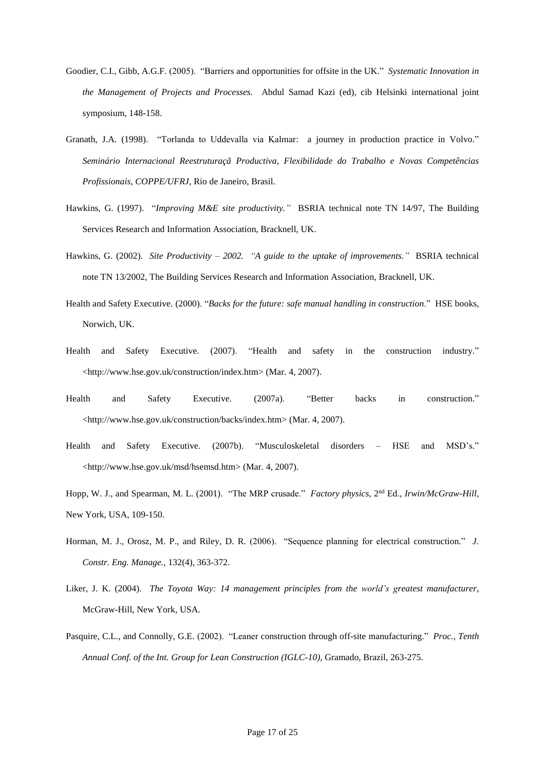Goodier, C.I., Gibb, A.G.F. (2005). "Barriers and opportunities for offsite in the UK." *Systematic Innovation in the Management of Projects and Processes.* Abdul Samad Kazi (ed), cib Helsinki international joint symposium, 148-158.

Granath, J.A. (1998). "Torlanda to Uddevalla via Kalmar: a journey in production practice in Volvo." *Seminário Internacional Reestruturaçã Productiva, Flexibilidade do Trabalho e Novas Competências Profissionais, COPPE/UFRJ*, Rio de Janeiro, Brasil.

Hawkins, G. (1997). "*Improving M&E site productivity.*" BSRIA technical note TN 14/97, The Building Services Research and Information Association, Bracknell, UK.

Hawkins, G. (2002). *Site Productivity – 2002. "A guide to the uptake of improvements."* BSRIA technical note TN 13/2002, The Building Services Research and Information Association, Bracknell, UK.

Health and Safety Executive. (2000). "*Backs for the future: safe manual handling in construction*." HSE books, Norwich, UK.

Health and Safety Executive. (2007). "Health and safety in the construction industry." <http://www.hse.gov.uk/construction/index.htm> (Mar. 4, 2007).

Health and Safety Executive. (2007a). "Better backs in construction." <http://www.hse.gov.uk/construction/backs/index.htm> (Mar. 4, 2007).

Health and Safety Executive. (2007b). "Musculoskeletal disorders – HSE and MSD's." <http://www.hse.gov.uk/msd/hsemsd.htm> (Mar. 4, 2007).

Hopp, W. J., and Spearman, M. L. (2001). "The MRP crusade." *Factory physics*, 2nd Ed., *Irwin/McGraw-Hill*, New York, USA, 109-150.

Horman, M. J., Orosz, M. P., and Riley, D. R. (2006). "Sequence planning for electrical construction." *J. Constr. Eng. Manage.*, 132(4), 363-372.

Liker, J. K. (2004). *The Toyota Way: 14 management principles from the world's greatest manufacturer*, McGraw-Hill, New York, USA.

Pasquire, C.L., and Connolly, G.E. (2002). "Leaner construction through off-site manufacturing." *Proc., Tenth Annual Conf. of the Int. Group for Lean Construction (IGLC-10)*, Gramado, Brazil, 263-275.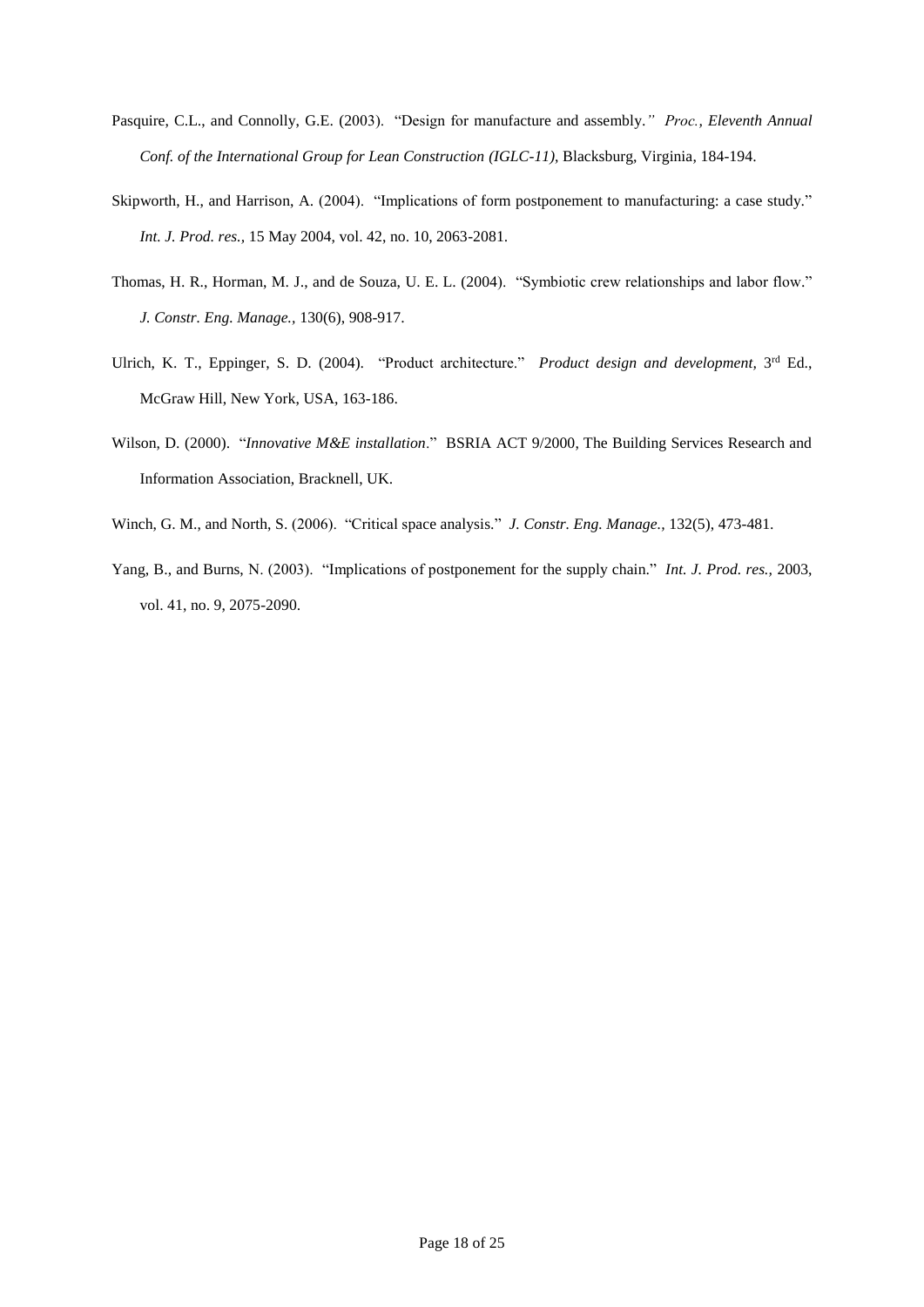Pasquire, C.L., and Connolly, G.E. (2003). "Design for manufacture and assembly." *Proc., Eleventh Annual Conf. of the International Group for Lean Construction (IGLC-11)*, Blacksburg, Virginia, 184-194.

Skipworth, H., and Harrison, A. (2004). "Implications of form postponement to manufacturing: a case study." *Int. J. Prod. res.*, 15 May 2004, vol. 42, no. 10, 2063-2081.

Thomas, H. R., Horman, M. J., and de Souza, U. E. L. (2004). "Symbiotic crew relationships and labor flow." *J. Constr. Eng. Manage.*, 130(6), 908-917.

Ulrich, K. T., Eppinger, S. D. (2004). "Product architecture." *Product design and development*, 3rd Ed., McGraw Hill, New York, USA, 163-186.

Wilson, D. (2000). "*Innovative M&E installation*." BSRIA ACT 9/2000, The Building Services Research and Information Association, Bracknell, UK.

Winch, G. M., and North, S. (2006). "Critical space analysis." *J. Constr. Eng. Manage.*, 132(5), 473-481.

Yang, B., and Burns, N. (2003). "Implications of postponement for the supply chain." *Int. J. Prod. res.*, 2003, vol. 41, no. 9, 2075-2090.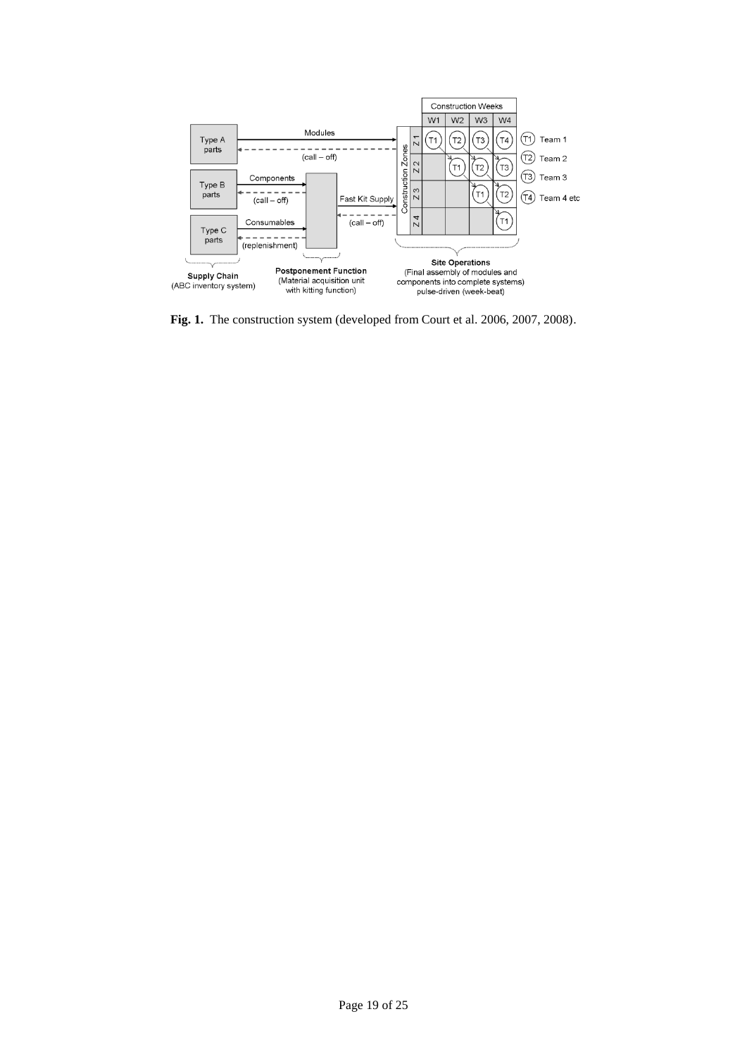**Fig. 1.** The construction system (developed from Court et al. 2006, 2007, 2008).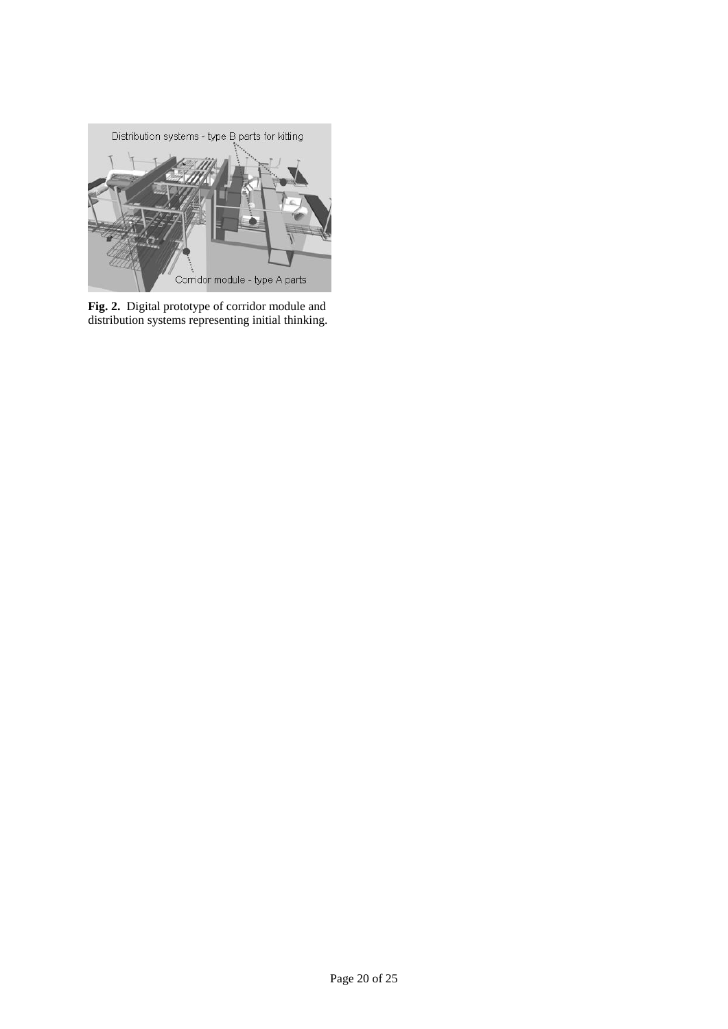**Fig. 2.** Digital prototype of corridor module and distribution systems representing initial thinking.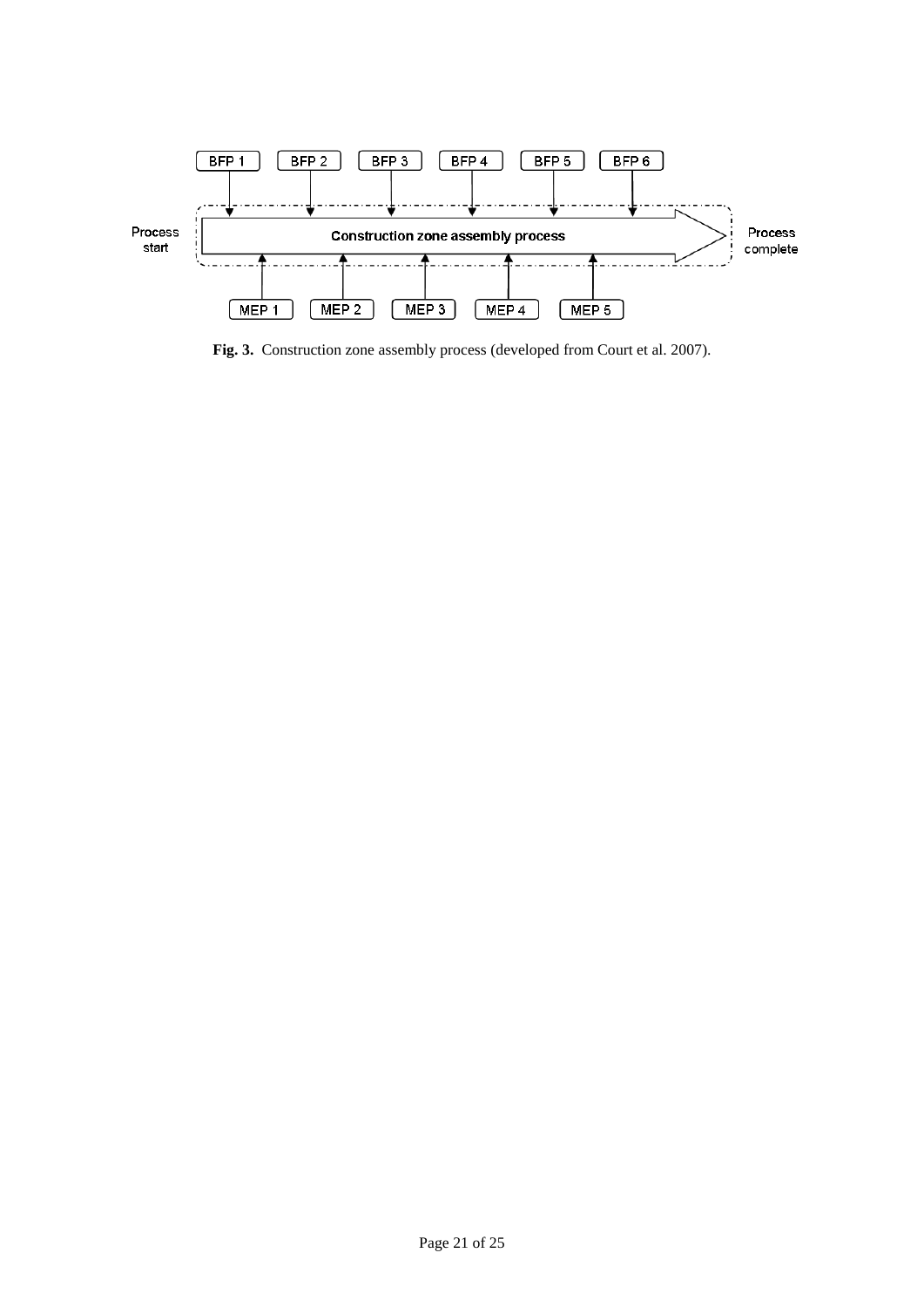**Fig. 3.** Construction zone assembly process (developed from Court et al. 2007).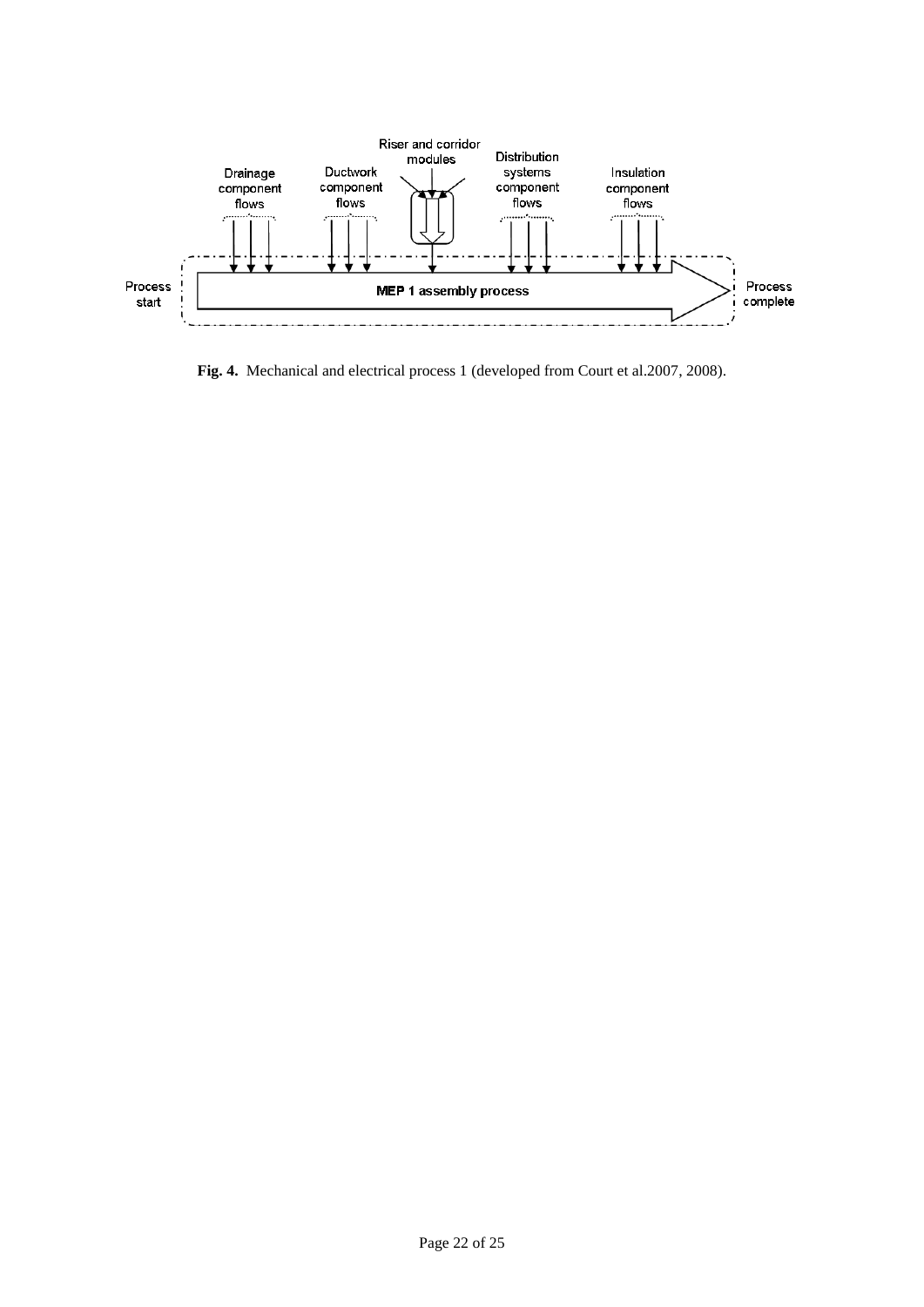**Fig. 4.** Mechanical and electrical process 1 (developed from Court et al.2007, 2008).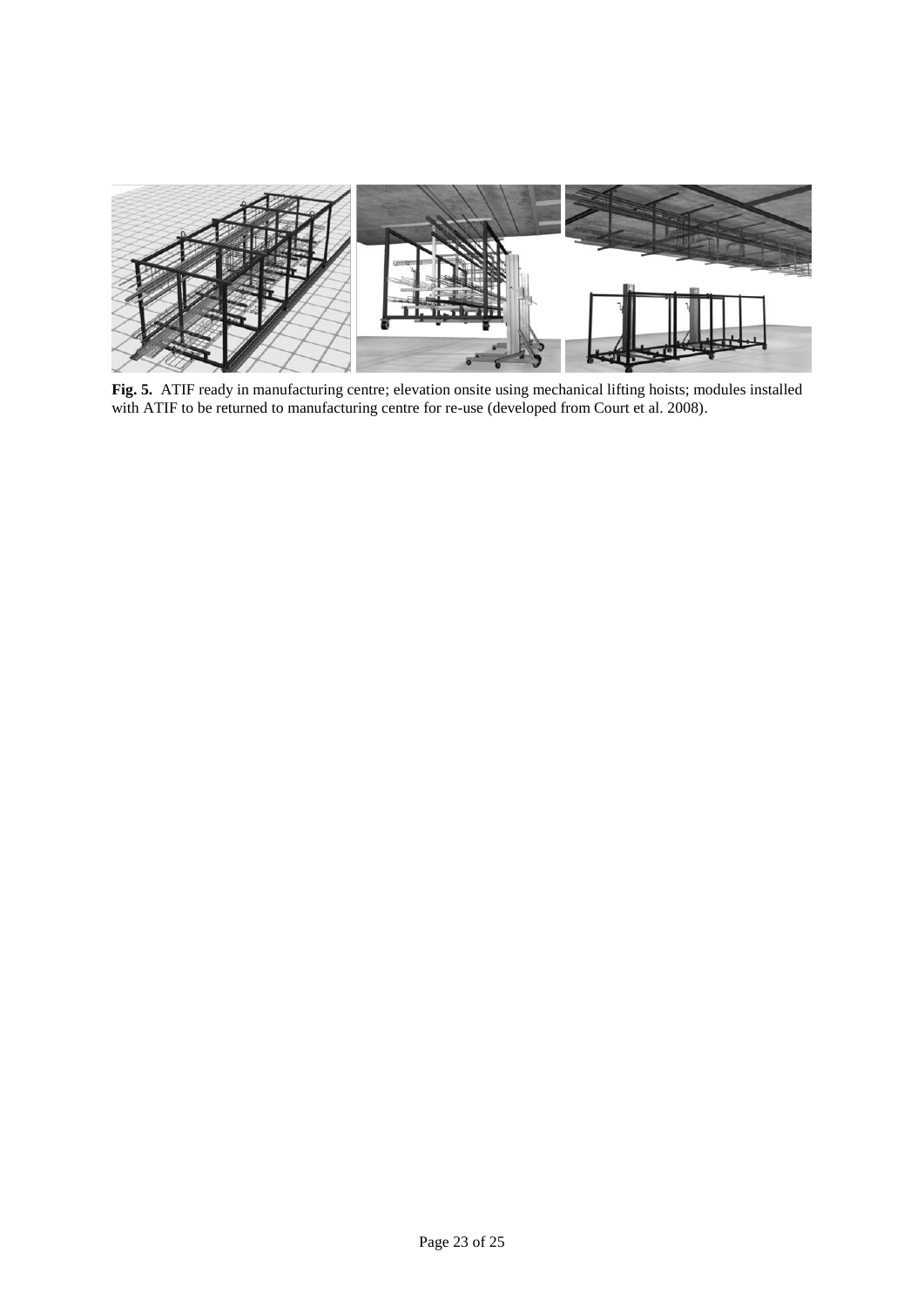**Fig. 5.** ATIF ready in manufacturing centre; elevation onsite using mechanical lifting hoists; modules installed with ATIF to be returned to manufacturing centre for re-use (developed from Court et al. 2008).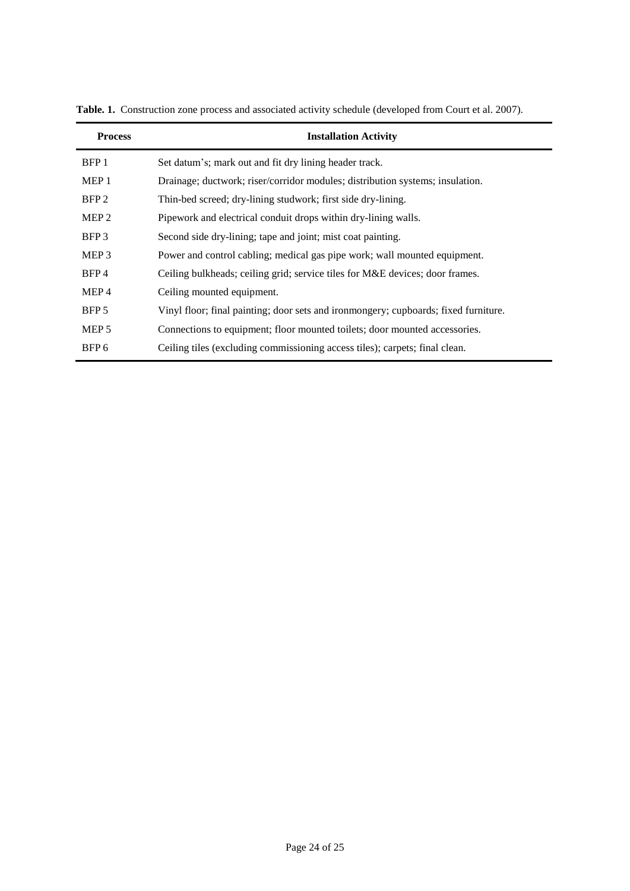**Table. 1.** Construction zone process and associated activity schedule (developed from Court et al. 2007).

| Process | Installation Activity |
|---|---|
| BFP 1 | Set datum's; mark out and fit dry lining header track. |
| MEP 1 | Drainage; ductwork; riser/corridor modules; distribution systems; insulation. |
| BFP 2 | Thin-bed screed; dry-lining studwork; first side dry-lining. |
| MEP 2 | Pipework and electrical conduit drops within dry-lining walls. |
| BFP 3 | Second side dry-lining; tape and joint; mist coat painting. |
| MEP 3 | Power and control cabling; medical gas pipe work; wall mounted equipment. |
| BFP 4 | Ceiling bulkheads; ceiling grid; service tiles for M&E devices; door frames. |
| MEP 4 | Ceiling mounted equipment. |
| BFP 5 | Vinyl floor; final painting; door sets and ironmongery; cupboards; fixed furniture. |
| MEP 5 | Connections to equipment; floor mounted toilets; door mounted accessories. |
| BFP 6 | Ceiling tiles (excluding commissioning access tiles); carpets; final clean. |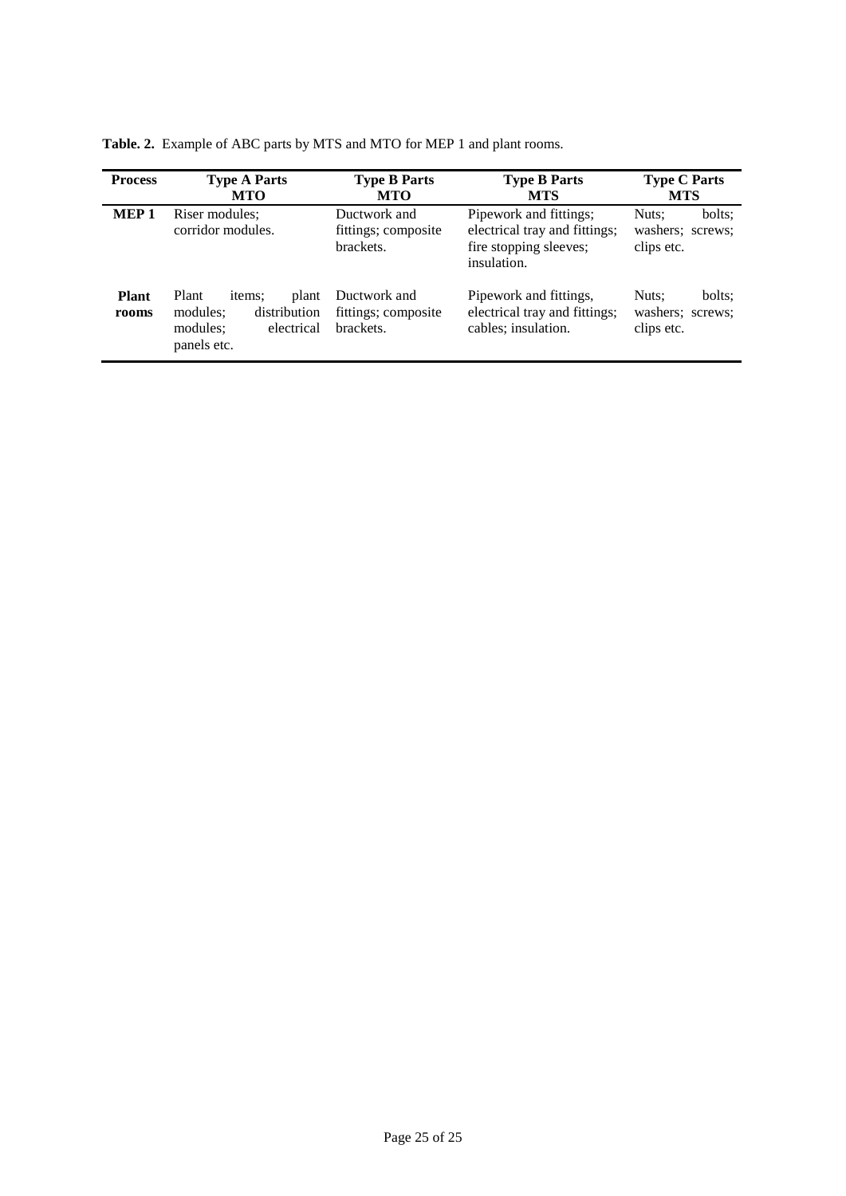**Table. 2.** Example of ABC parts by MTS and MTO for MEP 1 and plant rooms.

| Process | Type A Parts MTO | Type B Parts MTO | Type B Parts MTS | Type C Parts MTS |
|---|---|---|---|---|
| **MEP 1** | Riser modules; corridor modules. | Ductwork and fittings; composite brackets. | Pipework and fittings; electrical tray and fittings; fire stopping sleeves; insulation. | Nuts; bolts; washers; screws; clips etc. |
| **Plant rooms** | Plant items; plant modules; distribution modules; electrical panels etc. | Ductwork and fittings; composite brackets. | Pipework and fittings, electrical tray and fittings; cables; insulation. | Nuts; bolts; washers; screws; clips etc. |